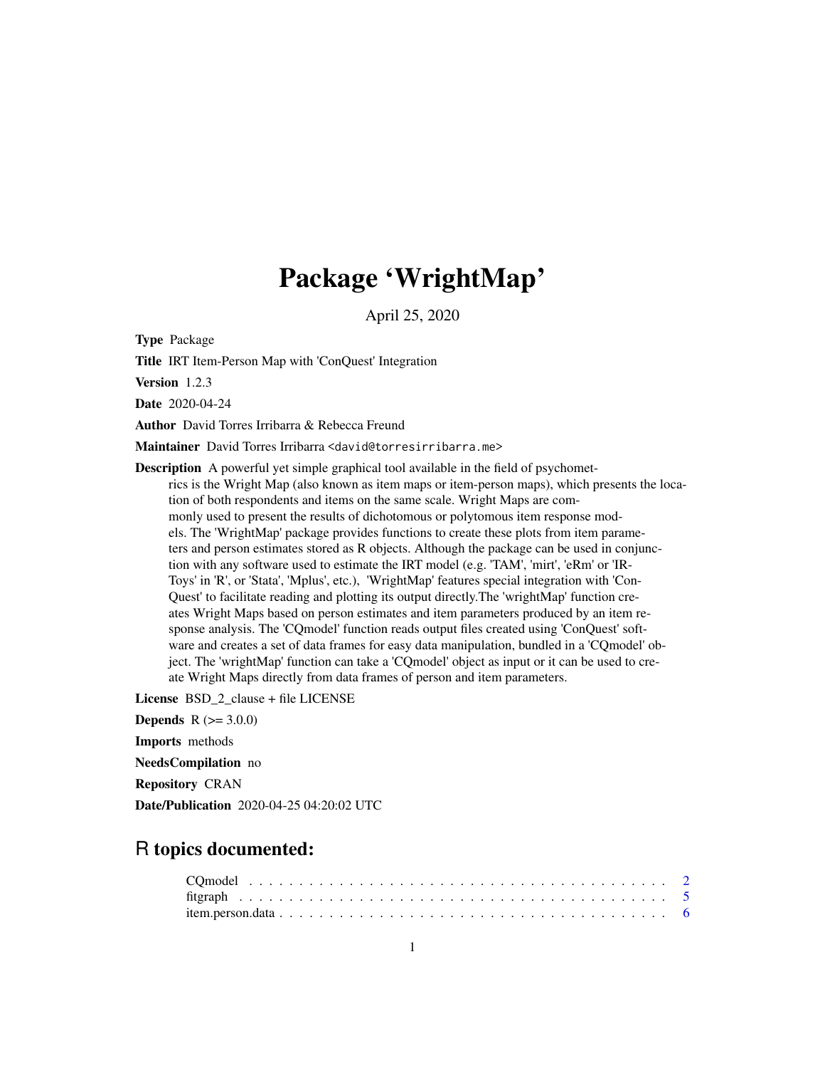# Package 'WrightMap'

April 25, 2020

**Type** Package

**Title** IRT Item-Person Map with 'ConQuest' Integration

**Version** 1.2.3

**Date** 2020-04-24

**Author** David Torres Irribarra & Rebecca Freund

**Maintainer** David Torres Irribarra <david@torresirribarra.me>

**Description** A powerful yet simple graphical tool available in the field of psychometrics is the Wright Map (also known as item maps or item-person maps), which presents the location of both respondents and items on the same scale. Wright Maps are commonly used to present the results of dichotomous or polytomous item response models. The 'WrightMap' package provides functions to create these plots from item parameters and person estimates stored as R objects. Although the package can be used in conjunction with any software used to estimate the IRT model (e.g. 'TAM', 'mirt', 'eRm' or 'IRToys' in 'R', or 'Stata', 'Mplus', etc.), 'WrightMap' features special integration with 'ConQuest' to facilitate reading and plotting its output directly.The 'wrightMap' function creates Wright Maps based on person estimates and item parameters produced by an item response analysis. The 'CQmodel' function reads output files created using 'ConQuest' software and creates a set of data frames for easy data manipulation, bundled in a 'CQmodel' object. The 'wrightMap' function can take a 'CQmodel' object as input or it can be used to create Wright Maps directly from data frames of person and item parameters.

**License** BSD_2_clause + file LICENSE

**Depends** R (>= 3.0.0)

**Imports** methods

**NeedsCompilation** no

**Repository** CRAN

**Date/Publication** 2020-04-25 04:20:02 UTC

## R topics documented:

CQmodel . . . . . . . . . . . . . . . . . . . . . . . . . . . . . . . . . . . . . . . . 2
fitgraph . . . . . . . . . . . . . . . . . . . . . . . . . . . . . . . . . . . . . . . . 5
item.person.data . . . . . . . . . . . . . . . . . . . . . . . . . . . . . . . . . . . . 6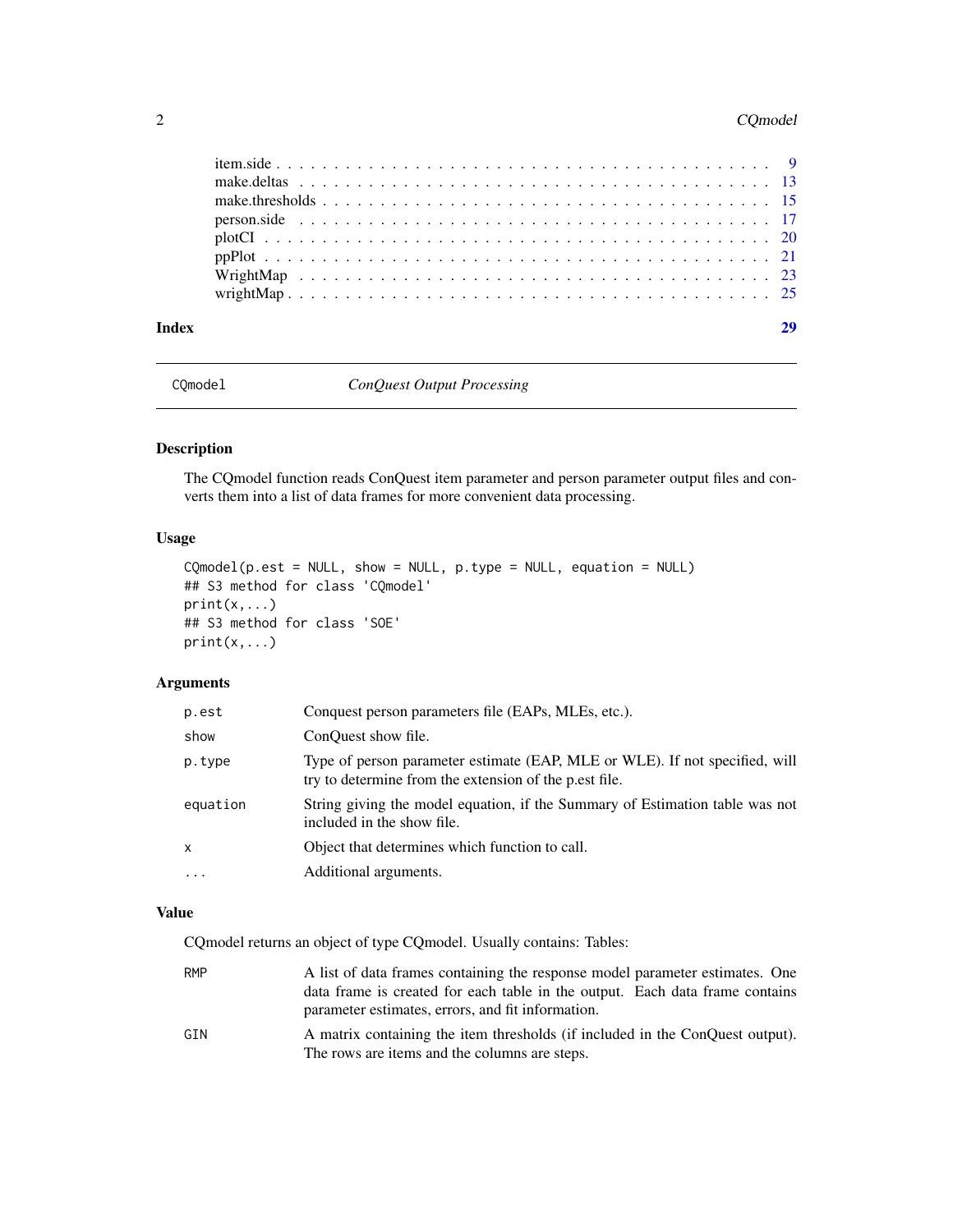item.side . . . . . . . . . . . . . . . . . . . . . . . . . . . . . . . . . . . . . . . . 9
make.deltas . . . . . . . . . . . . . . . . . . . . . . . . . . . . . . . . . . . . . . . 13
make.thresholds . . . . . . . . . . . . . . . . . . . . . . . . . . . . . . . . . . . . . 15
person.side . . . . . . . . . . . . . . . . . . . . . . . . . . . . . . . . . . . . . . . 17
plotCI . . . . . . . . . . . . . . . . . . . . . . . . . . . . . . . . . . . . . . . . . 20
ppPlot . . . . . . . . . . . . . . . . . . . . . . . . . . . . . . . . . . . . . . . . . 21
WrightMap . . . . . . . . . . . . . . . . . . . . . . . . . . . . . . . . . . . . . . . 23
wrightMap . . . . . . . . . . . . . . . . . . . . . . . . . . . . . . . . . . . . . . . 25

**Index** 29

---

CQmodel — *ConQuest Output Processing*

---

### Description

The CQmodel function reads ConQuest item parameter and person parameter output files and converts them into a list of data frames for more convenient data processing.

### Usage

```
CQmodel(p.est = NULL, show = NULL, p.type = NULL, equation = NULL)
## S3 method for class 'CQmodel'
print(x,...)
## S3 method for class 'SOE'
print(x,...)
```

### Arguments

| | |
|---|---|
| `p.est` | Conquest person parameters file (EAPs, MLEs, etc.). |
| `show` | ConQuest show file. |
| `p.type` | Type of person parameter estimate (EAP, MLE or WLE). If not specified, will try to determine from the extension of the p.est file. |
| `equation` | String giving the model equation, if the Summary of Estimation table was not included in the show file. |
| `x` | Object that determines which function to call. |
| `...` | Additional arguments. |

### Value

CQmodel returns an object of type CQmodel. Usually contains: Tables:

| | |
|---|---|
| `RMP` | A list of data frames containing the response model parameter estimates. One data frame is created for each table in the output. Each data frame contains parameter estimates, errors, and fit information. |
| `GIN` | A matrix containing the item thresholds (if included in the ConQuest output). The rows are items and the columns are steps. |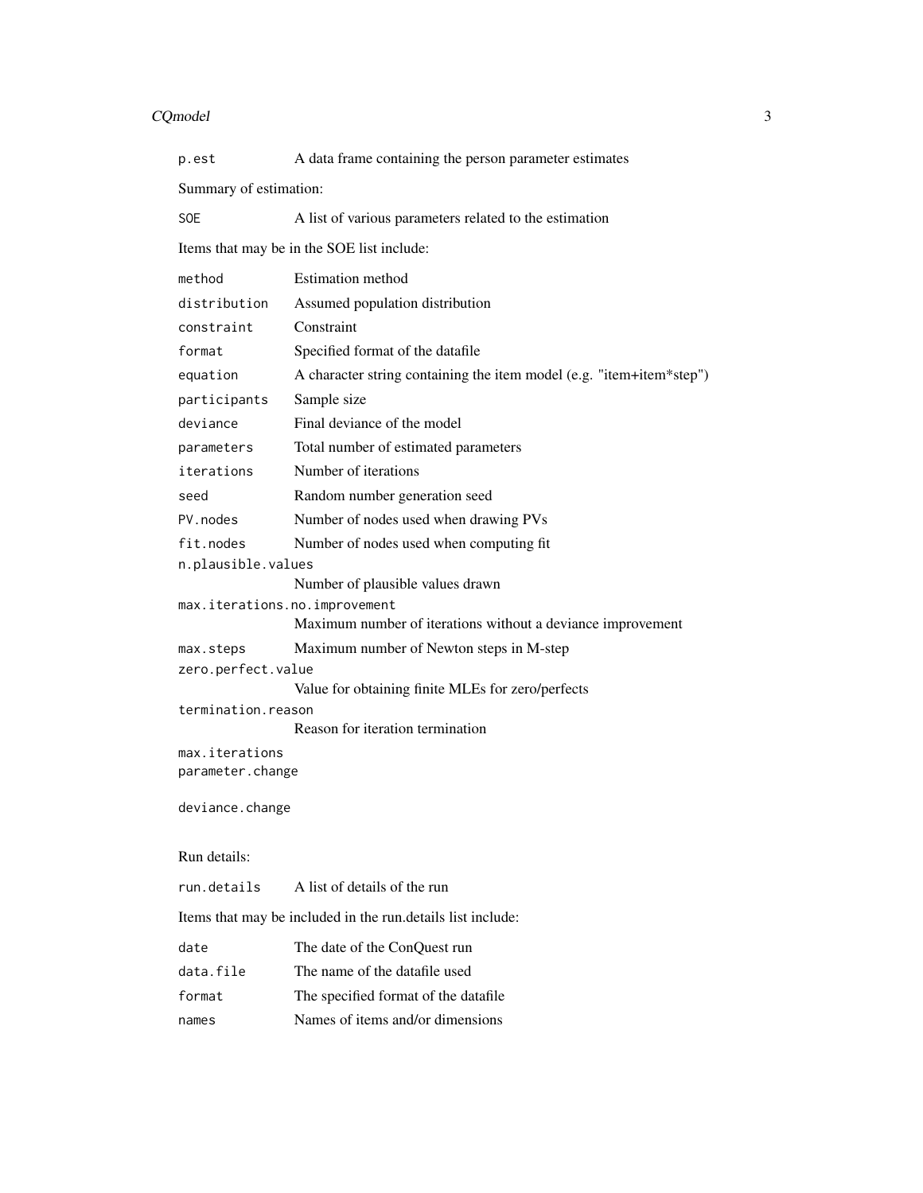`p.est` A data frame containing the person parameter estimates

Summary of estimation:

`SOE` A list of various parameters related to the estimation

Items that may be in the SOE list include:

| | |
|---|---|
| `method` | Estimation method |
| `distribution` | Assumed population distribution |
| `constraint` | Constraint |
| `format` | Specified format of the datafile |
| `equation` | A character string containing the item model (e.g. "item+item*step") |
| `participants` | Sample size |
| `deviance` | Final deviance of the model |
| `parameters` | Total number of estimated parameters |
| `iterations` | Number of iterations |
| `seed` | Random number generation seed |
| `PV.nodes` | Number of nodes used when drawing PVs |
| `fit.nodes` | Number of nodes used when computing fit |
| `n.plausible.values` | Number of plausible values drawn |
| `max.iterations.no.improvement` | Maximum number of iterations without a deviance improvement |
| `max.steps` | Maximum number of Newton steps in M-step |
| `zero.perfect.value` | Value for obtaining finite MLEs for zero/perfects |
| `termination.reason` | Reason for iteration termination |
| `max.iterations` | |
| `parameter.change` | |
| `deviance.change` | |

Run details:

`run.details` A list of details of the run

Items that may be included in the run.details list include:

| | |
|---|---|
| `date` | The date of the ConQuest run |
| `data.file` | The name of the datafile used |
| `format` | The specified format of the datafile |
| `names` | Names of items and/or dimensions |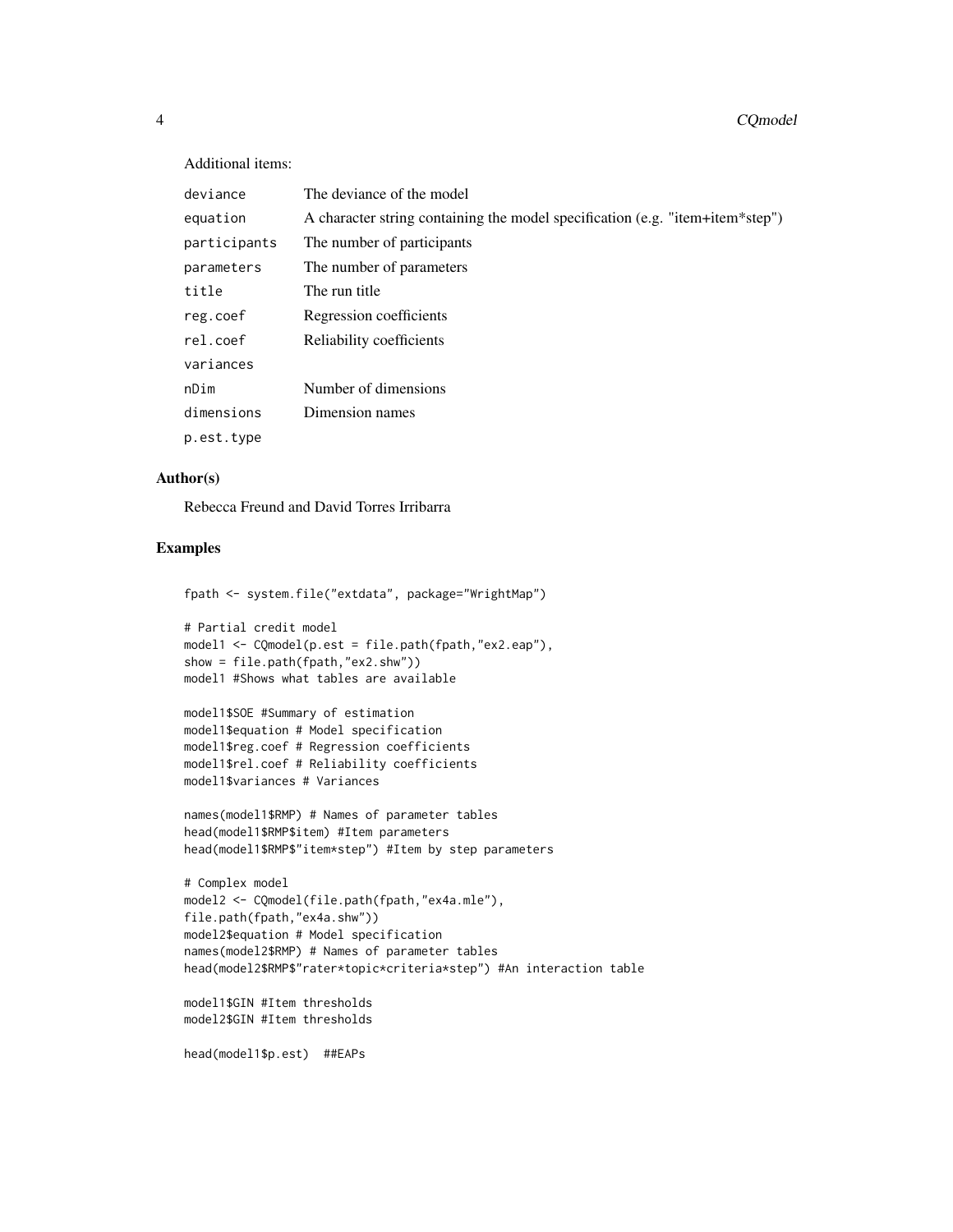Additional items:

| | |
|---|---|
| deviance | The deviance of the model |
| equation | A character string containing the model specification (e.g. "item+item*step") |
| participants | The number of participants |
| parameters | The number of parameters |
| title | The run title |
| reg.coef | Regression coefficients |
| rel.coef | Reliability coefficients |
| variances | |
| nDim | Number of dimensions |
| dimensions | Dimension names |
| p.est.type | |

## Author(s)

Rebecca Freund and David Torres Irribarra

## Examples

```
fpath <- system.file("extdata", package="WrightMap")

# Partial credit model
model1 <- CQmodel(p.est = file.path(fpath,"ex2.eap"),
show = file.path(fpath,"ex2.shw"))
model1 #Shows what tables are available

model1$SOE #Summary of estimation
model1$equation # Model specification
model1$reg.coef # Regression coefficients
model1$rel.coef # Reliability coefficients
model1$variances # Variances

names(model1$RMP) # Names of parameter tables
head(model1$RMP$item) #Item parameters
head(model1$RMP$"item*step") #Item by step parameters

# Complex model
model2 <- CQmodel(file.path(fpath,"ex4a.mle"),
file.path(fpath,"ex4a.shw"))
model2$equation # Model specification
names(model2$RMP) # Names of parameter tables
head(model2$RMP$"rater*topic*criteria*step") #An interaction table

model1$GIN #Item thresholds
model2$GIN #Item thresholds

head(model1$p.est)  ##EAPs
```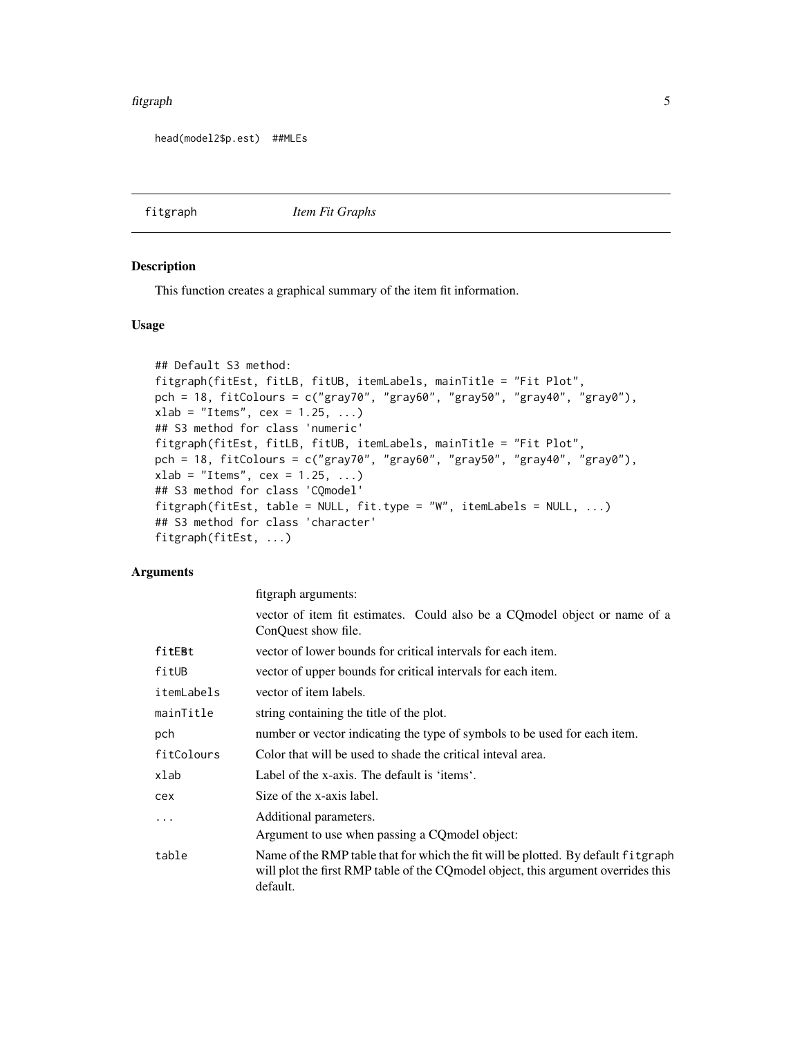```
head(model2$p.est)  ##MLEs
```

## fitgraph *Item Fit Graphs*

### Description

This function creates a graphical summary of the item fit information.

### Usage

```
## Default S3 method:
fitgraph(fitEst, fitLB, fitUB, itemLabels, mainTitle = "Fit Plot",
pch = 18, fitColours = c("gray70", "gray60", "gray50", "gray40", "gray0"),
xlab = "Items", cex = 1.25, ...)
## S3 method for class 'numeric'
fitgraph(fitEst, fitLB, fitUB, itemLabels, mainTitle = "Fit Plot",
pch = 18, fitColours = c("gray70", "gray60", "gray50", "gray40", "gray0"),
xlab = "Items", cex = 1.25, ...)
## S3 method for class 'CQmodel'
fitgraph(fitEst, table = NULL, fit.type = "W", itemLabels = NULL, ...)
## S3 method for class 'character'
fitgraph(fitEst, ...)
```

### Arguments

| | |
|---|---|
| | fitgraph arguments: |
| fitEst | vector of item fit estimates. Could also be a CQmodel object or name of a ConQuest show file. |
| fitLB | vector of lower bounds for critical intervals for each item. |
| fitUB | vector of upper bounds for critical intervals for each item. |
| itemLabels | vector of item labels. |
| mainTitle | string containing the title of the plot. |
| pch | number or vector indicating the type of symbols to be used for each item. |
| fitColours | Color that will be used to shade the critical inteval area. |
| xlab | Label of the x-axis. The default is 'items'. |
| cex | Size of the x-axis label. |
| ... | Additional parameters. |
| | Argument to use when passing a CQmodel object: |
| table | Name of the RMP table that for which the fit will be plotted. By default fitgraph will plot the first RMP table of the CQmodel object, this argument overrides this default. |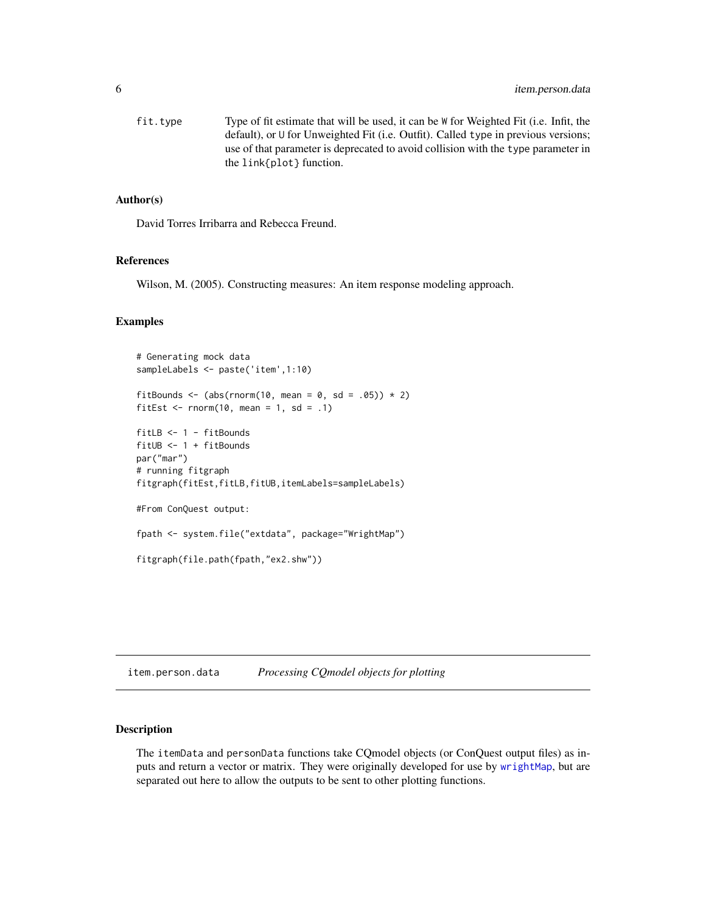fit.type Type of fit estimate that will be used, it can be W for Weighted Fit (i.e. Infit, the default), or U for Unweighted Fit (i.e. Outfit). Called type in previous versions; use of that parameter is deprecated to avoid collision with the type parameter in the link{plot} function.

### Author(s)

David Torres Irribarra and Rebecca Freund.

### References

Wilson, M. (2005). Constructing measures: An item response modeling approach.

### Examples

```
# Generating mock data
sampleLabels <- paste('item',1:10)

fitBounds <- (abs(rnorm(10, mean = 0, sd = .05)) * 2)
fitEst <- rnorm(10, mean = 1, sd = .1)

fitLB <- 1 - fitBounds
fitUB <- 1 + fitBounds
par("mar")
# running fitgraph
fitgraph(fitEst,fitLB,fitUB,itemLabels=sampleLabels)

#From ConQuest output:

fpath <- system.file("extdata", package="WrightMap")

fitgraph(file.path(fpath,"ex2.shw"))
```

---

## item.person.data *Processing CQmodel objects for plotting*

### Description

The itemData and personData functions take CQmodel objects (or ConQuest output files) as inputs and return a vector or matrix. They were originally developed for use by wrightMap, but are separated out here to allow the outputs to be sent to other plotting functions.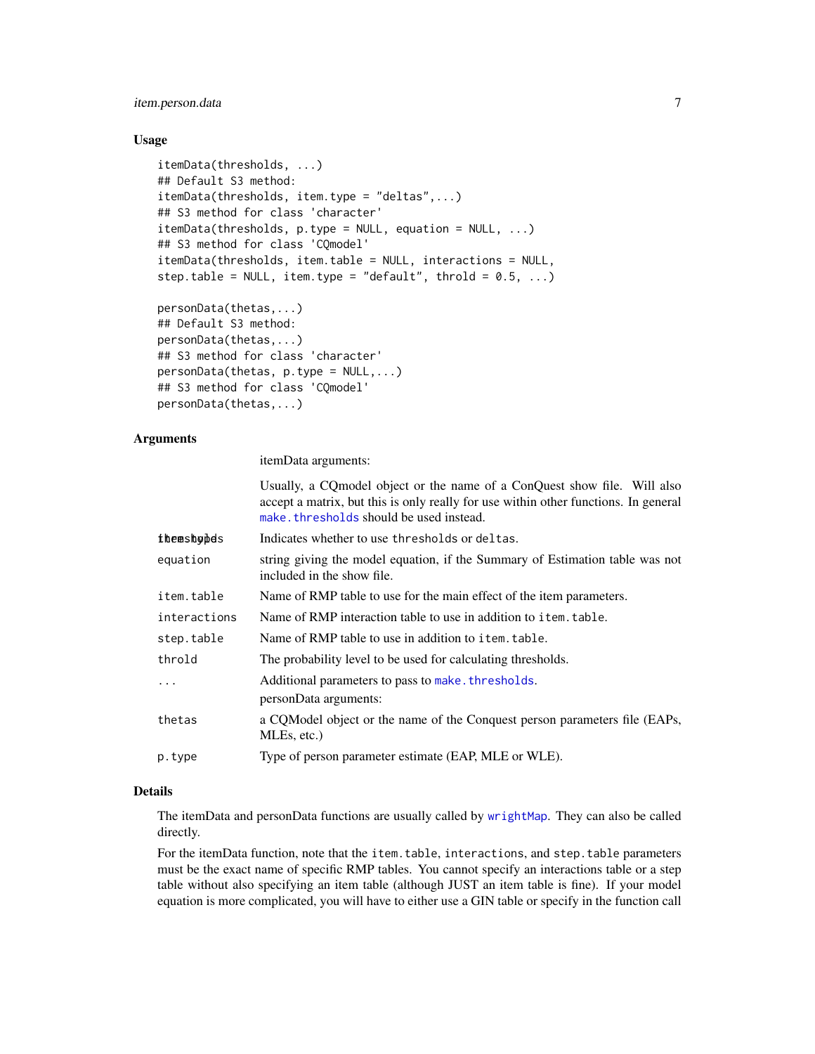### Usage

```
itemData(thresholds, ...)
## Default S3 method:
itemData(thresholds, item.type = "deltas",...)
## S3 method for class 'character'
itemData(thresholds, p.type = NULL, equation = NULL, ...)
## S3 method for class 'CQmodel'
itemData(thresholds, item.table = NULL, interactions = NULL,
step.table = NULL, item.type = "default", throld = 0.5, ...)

personData(thetas,...)
## Default S3 method:
personData(thetas,...)
## S3 method for class 'character'
personData(thetas, p.type = NULL,...)
## S3 method for class 'CQmodel'
personData(thetas,...)
```

### Arguments

| | |
|---|---|
| | itemData arguments: |
| thresholds | Usually, a CQmodel object or the name of a ConQuest show file. Will also accept a matrix, but this is only really for use within other functions. In general `make.thresholds` should be used instead. |
| item.type | Indicates whether to use `thresholds` or `deltas`. |
| equation | string giving the model equation, if the Summary of Estimation table was not included in the show file. |
| item.table | Name of RMP table to use for the main effect of the item parameters. |
| interactions | Name of RMP interaction table to use in addition to `item.table`. |
| step.table | Name of RMP table to use in addition to `item.table`. |
| throld | The probability level to be used for calculating thresholds. |
| ... | Additional parameters to pass to `make.thresholds`. |
| | personData arguments: |
| thetas | a CQModel object or the name of the Conquest person parameters file (EAPs, MLEs, etc.) |
| p.type | Type of person parameter estimate (EAP, MLE or WLE). |

### Details

The itemData and personData functions are usually called by `wrightMap`. They can also be called directly.

For the itemData function, note that the `item.table`, `interactions`, and `step.table` parameters must be the exact name of specific RMP tables. You cannot specify an interactions table or a step table without also specifying an item table (although JUST an item table is fine). If your model equation is more complicated, you will have to either use a GIN table or specify in the function call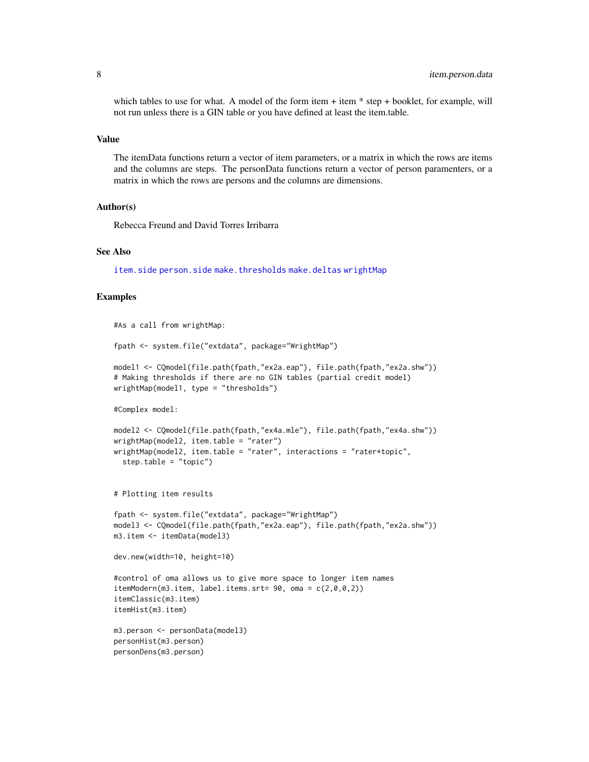which tables to use for what. A model of the form item + item * step + booklet, for example, will not run unless there is a GIN table or you have defined at least the item.table.

## Value

The itemData functions return a vector of item parameters, or a matrix in which the rows are items and the columns are steps. The personData functions return a vector of person paramenters, or a matrix in which the rows are persons and the columns are dimensions.

## Author(s)

Rebecca Freund and David Torres Irribarra

## See Also

`item.side` `person.side` `make.thresholds` `make.deltas` `wrightMap`

## Examples

```
#As a call from wrightMap:

fpath <- system.file("extdata", package="WrightMap")

model1 <- CQmodel(file.path(fpath,"ex2a.eap"), file.path(fpath,"ex2a.shw"))
# Making thresholds if there are no GIN tables (partial credit model)
wrightMap(model1, type = "thresholds")

#Complex model:

model2 <- CQmodel(file.path(fpath,"ex4a.mle"), file.path(fpath,"ex4a.shw"))
wrightMap(model2, item.table = "rater")
wrightMap(model2, item.table = "rater", interactions = "rater*topic",
  step.table = "topic")


# Plotting item results

fpath <- system.file("extdata", package="WrightMap")
model3 <- CQmodel(file.path(fpath,"ex2a.eap"), file.path(fpath,"ex2a.shw"))
m3.item <- itemData(model3)

dev.new(width=10, height=10)

#control of oma allows us to give more space to longer item names
itemModern(m3.item, label.items.srt= 90, oma = c(2,0,0,2))
itemClassic(m3.item)
itemHist(m3.item)

m3.person <- personData(model3)
personHist(m3.person)
personDens(m3.person)
```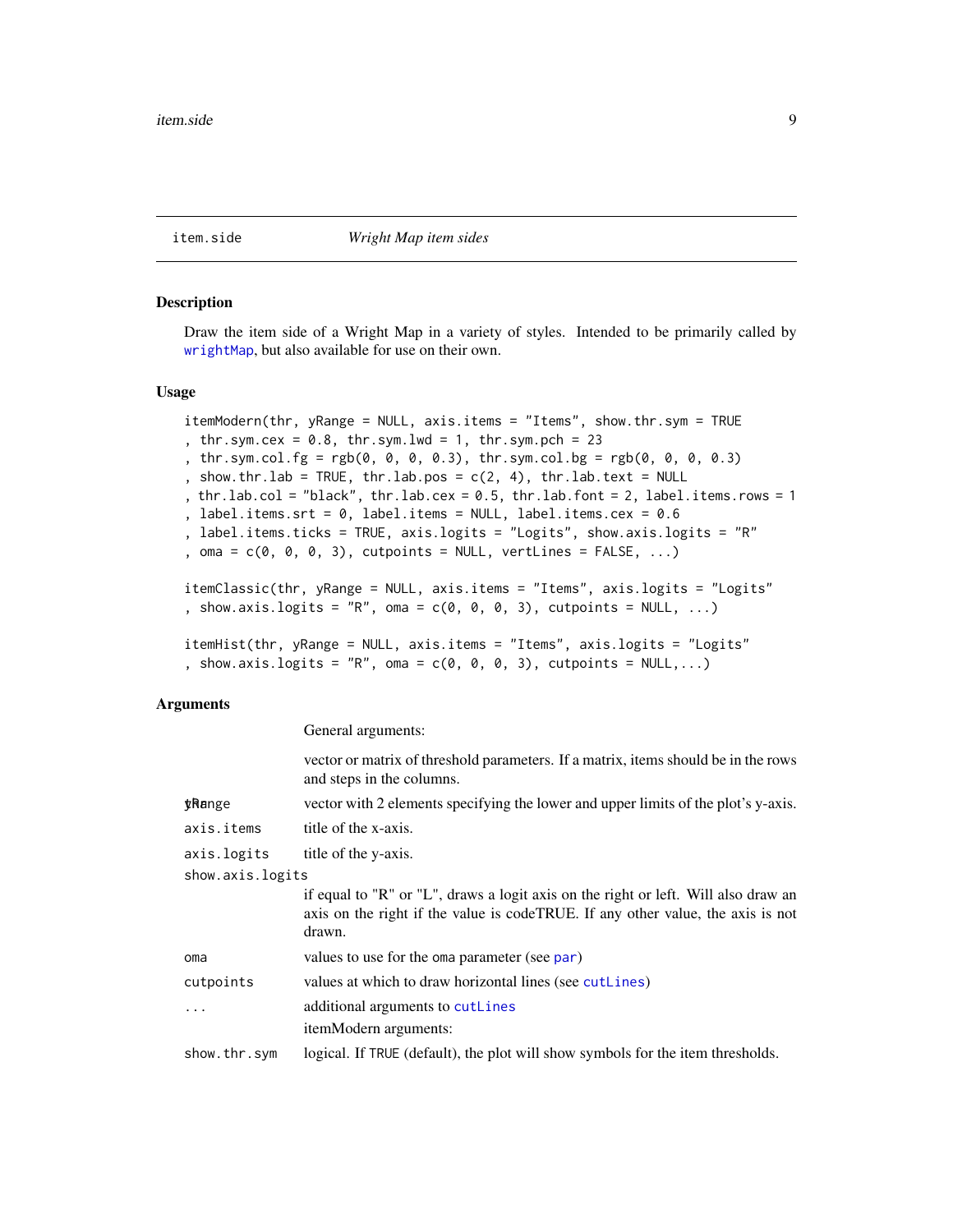item.side — *Wright Map item sides*

## Description

Draw the item side of a Wright Map in a variety of styles. Intended to be primarily called by wrightMap, but also available for use on their own.

## Usage

```
itemModern(thr, yRange = NULL, axis.items = "Items", show.thr.sym = TRUE
, thr.sym.cex = 0.8, thr.sym.lwd = 1, thr.sym.pch = 23
, thr.sym.col.fg = rgb(0, 0, 0, 0.3), thr.sym.col.bg = rgb(0, 0, 0, 0.3)
, show.thr.lab = TRUE, thr.lab.pos = c(2, 4), thr.lab.text = NULL
, thr.lab.col = "black", thr.lab.cex = 0.5, thr.lab.font = 2, label.items.rows = 1
, label.items.srt = 0, label.items = NULL, label.items.cex = 0.6
, label.items.ticks = TRUE, axis.logits = "Logits", show.axis.logits = "R"
, oma = c(0, 0, 0, 3), cutpoints = NULL, vertLines = FALSE, ...)

itemClassic(thr, yRange = NULL, axis.items = "Items", axis.logits = "Logits"
, show.axis.logits = "R", oma = c(0, 0, 0, 3), cutpoints = NULL, ...)

itemHist(thr, yRange = NULL, axis.items = "Items", axis.logits = "Logits"
, show.axis.logits = "R", oma = c(0, 0, 0, 3), cutpoints = NULL,...)
```

## Arguments

| | |
|---|---|
| | General arguments: |
| thr | vector or matrix of threshold parameters. If a matrix, items should be in the rows and steps in the columns. |
| yRange | vector with 2 elements specifying the lower and upper limits of the plot's y-axis. |
| axis.items | title of the x-axis. |
| axis.logits | title of the y-axis. |
| show.axis.logits | if equal to "R" or "L", draws a logit axis on the right or left. Will also draw an axis on the right if the value is codeTRUE. If any other value, the axis is not drawn. |
| oma | values to use for the oma parameter (see par) |
| cutpoints | values at which to draw horizontal lines (see cutLines) |
| ... | additional arguments to cutLines |
| | itemModern arguments: |
| show.thr.sym | logical. If TRUE (default), the plot will show symbols for the item thresholds. |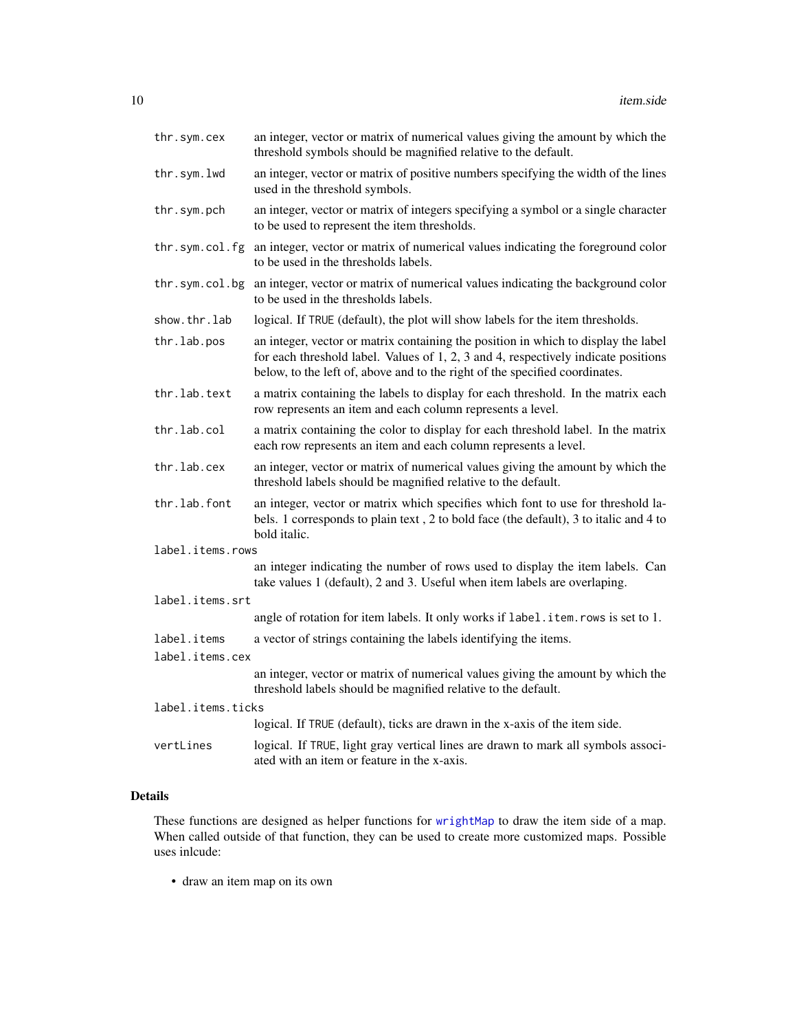`thr.sym.cex`
: an integer, vector or matrix of numerical values giving the amount by which the threshold symbols should be magnified relative to the default.

`thr.sym.lwd`
: an integer, vector or matrix of positive numbers specifying the width of the lines used in the threshold symbols.

`thr.sym.pch`
: an integer, vector or matrix of integers specifying a symbol or a single character to be used to represent the item thresholds.

`thr.sym.col.fg`
: an integer, vector or matrix of numerical values indicating the foreground color to be used in the thresholds labels.

`thr.sym.col.bg`
: an integer, vector or matrix of numerical values indicating the background color to be used in the thresholds labels.

`show.thr.lab`
: logical. If `TRUE` (default), the plot will show labels for the item thresholds.

`thr.lab.pos`
: an integer, vector or matrix containing the position in which to display the label for each threshold label. Values of 1, 2, 3 and 4, respectively indicate positions below, to the left of, above and to the right of the specified coordinates.

`thr.lab.text`
: a matrix containing the labels to display for each threshold. In the matrix each row represents an item and each column represents a level.

`thr.lab.col`
: a matrix containing the color to display for each threshold label. In the matrix each row represents an item and each column represents a level.

`thr.lab.cex`
: an integer, vector or matrix of numerical values giving the amount by which the threshold labels should be magnified relative to the default.

`thr.lab.font`
: an integer, vector or matrix which specifies which font to use for threshold labels. 1 corresponds to plain text , 2 to bold face (the default), 3 to italic and 4 to bold italic.

`label.items.rows`
: an integer indicating the number of rows used to display the item labels. Can take values 1 (default), 2 and 3. Useful when item labels are overlaping.

`label.items.srt`
: angle of rotation for item labels. It only works if `label.item.rows` is set to 1.

`label.items`
: a vector of strings containing the labels identifying the items.

`label.items.cex`
: an integer, vector or matrix of numerical values giving the amount by which the threshold labels should be magnified relative to the default.

`label.items.ticks`
: logical. If `TRUE` (default), ticks are drawn in the x-axis of the item side.

`vertLines`
: logical. If `TRUE`, light gray vertical lines are drawn to mark all symbols associated with an item or feature in the x-axis.

## Details

These functions are designed as helper functions for `wrightMap` to draw the item side of a map. When called outside of that function, they can be used to create more customized maps. Possible uses inlcude:

- draw an item map on its own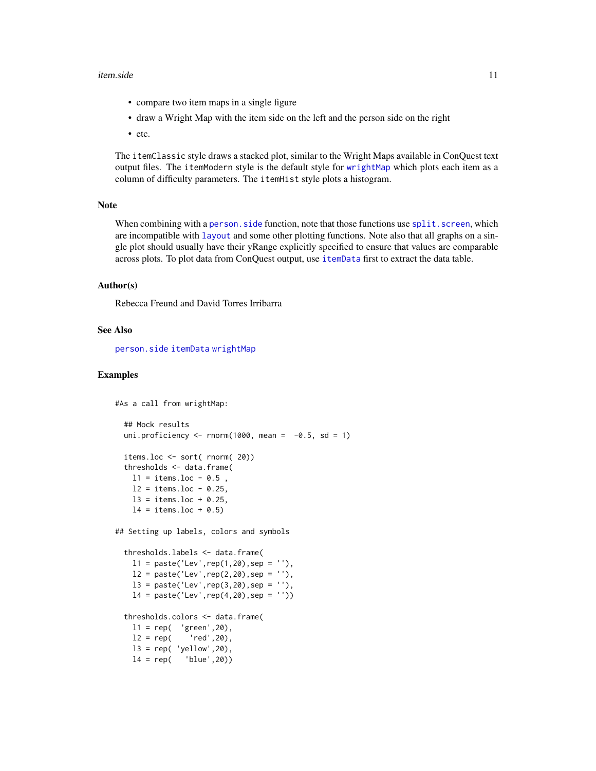- compare two item maps in a single figure
- draw a Wright Map with the item side on the left and the person side on the right
- etc.

The `itemClassic` style draws a stacked plot, similar to the Wright Maps available in ConQuest text output files. The `itemModern` style is the default style for `wrightMap` which plots each item as a column of difficulty parameters. The `itemHist` style plots a histogram.

## Note

When combining with a `person.side` function, note that those functions use `split.screen`, which are incompatible with `layout` and some other plotting functions. Note also that all graphs on a single plot should usually have their yRange explicitly specified to ensure that values are comparable across plots. To plot data from ConQuest output, use `itemData` first to extract the data table.

## Author(s)

Rebecca Freund and David Torres Irribarra

## See Also

`person.side` `itemData` `wrightMap`

## Examples

```
#As a call from wrightMap:

  ## Mock results
  uni.proficiency <- rnorm(1000, mean =  -0.5, sd = 1)

  items.loc <- sort( rnorm( 20))
  thresholds <- data.frame(
    l1 = items.loc - 0.5 ,
    l2 = items.loc - 0.25,
    l3 = items.loc + 0.25,
    l4 = items.loc + 0.5)

## Setting up labels, colors and symbols

  thresholds.labels <- data.frame(
    l1 = paste('Lev',rep(1,20),sep = ''),
    l2 = paste('Lev',rep(2,20),sep = ''),
    l3 = paste('Lev',rep(3,20),sep = ''),
    l4 = paste('Lev',rep(4,20),sep = ''))

  thresholds.colors <- data.frame(
    l1 = rep(  'green',20),
    l2 = rep(    'red',20),
    l3 = rep( 'yellow',20),
    l4 = rep(   'blue',20))
```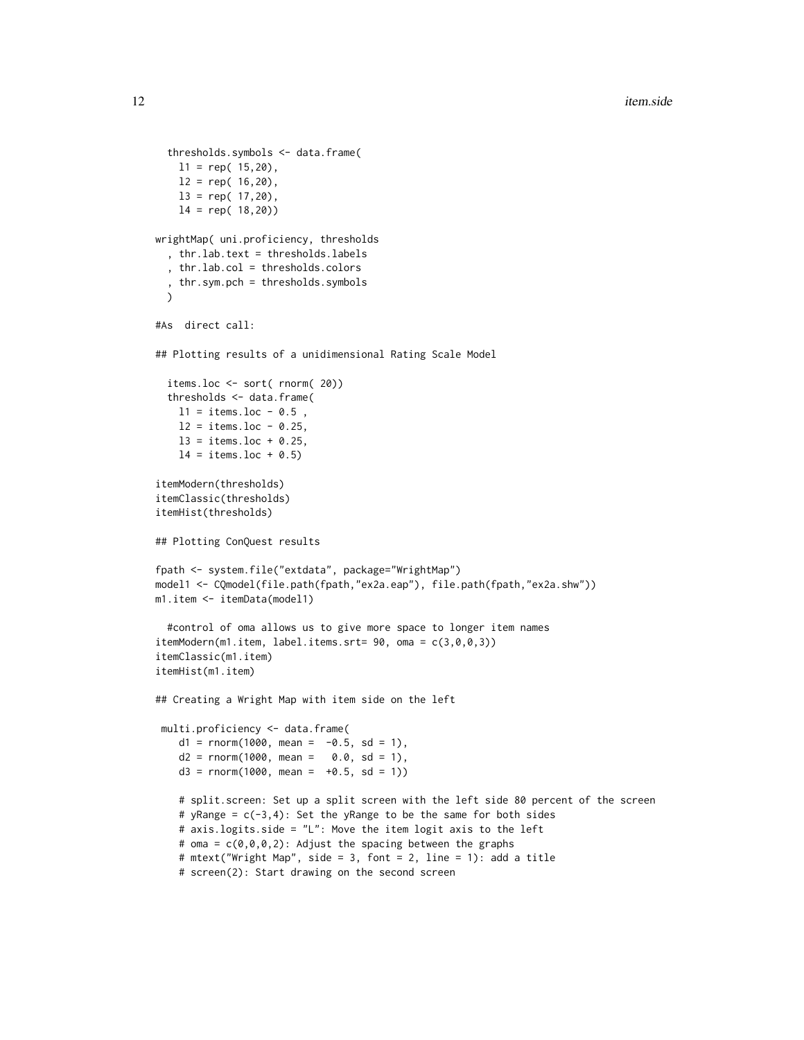```
  thresholds.symbols <- data.frame(
    l1 = rep( 15,20),
    l2 = rep( 16,20),
    l3 = rep( 17,20),
    l4 = rep( 18,20))

wrightMap( uni.proficiency, thresholds
  , thr.lab.text = thresholds.labels
  , thr.lab.col = thresholds.colors
  , thr.sym.pch = thresholds.symbols
  )

#As  direct call:

## Plotting results of a unidimensional Rating Scale Model

  items.loc <- sort( rnorm( 20))
  thresholds <- data.frame(
    l1 = items.loc - 0.5 ,
    l2 = items.loc - 0.25,
    l3 = items.loc + 0.25,
    l4 = items.loc + 0.5)

itemModern(thresholds)
itemClassic(thresholds)
itemHist(thresholds)

## Plotting ConQuest results

fpath <- system.file("extdata", package="WrightMap")
model1 <- CQmodel(file.path(fpath,"ex2a.eap"), file.path(fpath,"ex2a.shw"))
m1.item <- itemData(model1)

  #control of oma allows us to give more space to longer item names
itemModern(m1.item, label.items.srt= 90, oma = c(3,0,0,3))
itemClassic(m1.item)
itemHist(m1.item)

## Creating a Wright Map with item side on the left

 multi.proficiency <- data.frame(
    d1 = rnorm(1000, mean =  -0.5, sd = 1),
    d2 = rnorm(1000, mean =   0.0, sd = 1),
    d3 = rnorm(1000, mean =  +0.5, sd = 1))

    # split.screen: Set up a split screen with the left side 80 percent of the screen
    # yRange = c(-3,4): Set the yRange to be the same for both sides
    # axis.logits.side = "L": Move the item logit axis to the left
    # oma = c(0,0,0,2): Adjust the spacing between the graphs
    # mtext("Wright Map", side = 3, font = 2, line = 1): add a title
    # screen(2): Start drawing on the second screen
```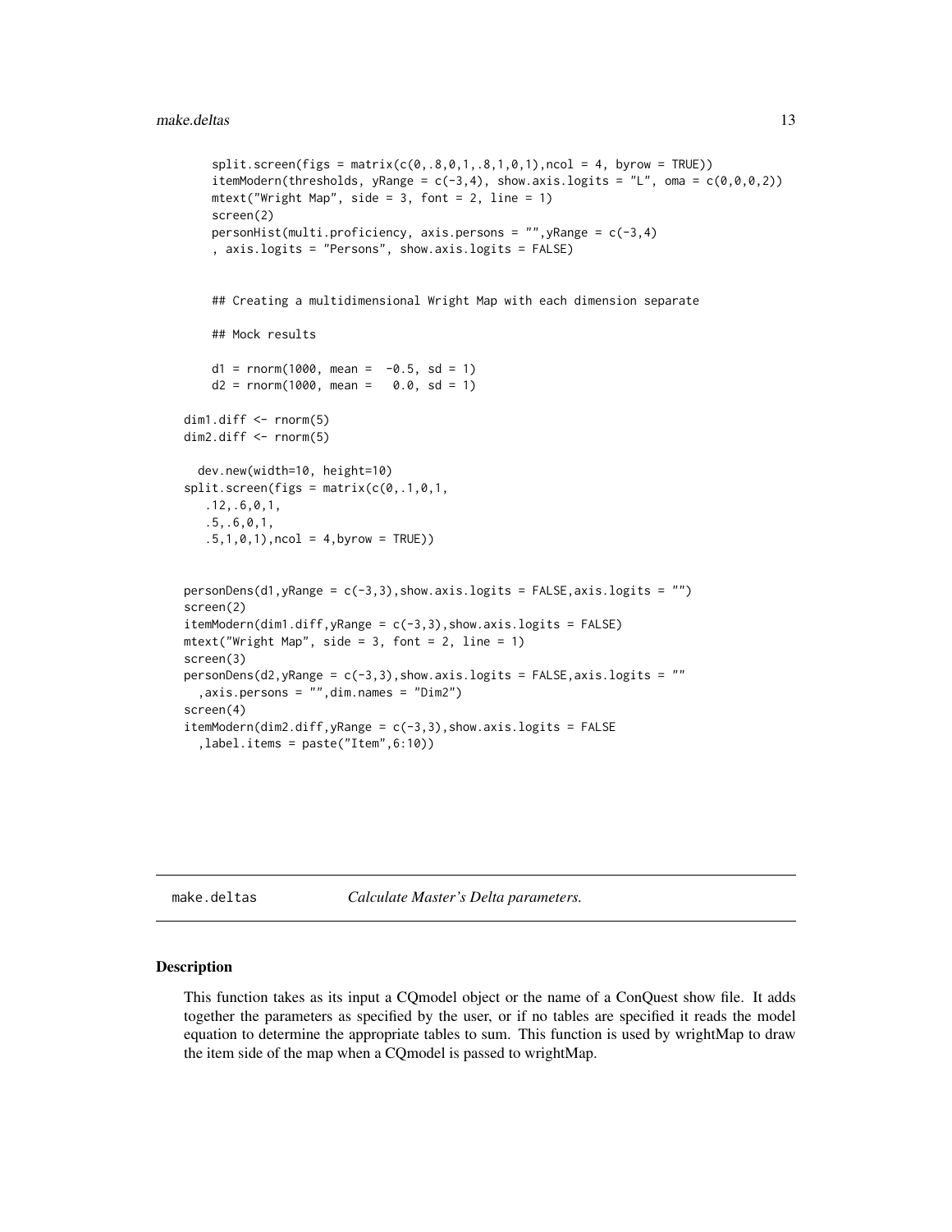```
    split.screen(figs = matrix(c(0,.8,0,1,.8,1,0,1),ncol = 4, byrow = TRUE))
    itemModern(thresholds, yRange = c(-3,4), show.axis.logits = "L", oma = c(0,0,0,2))
    mtext("Wright Map", side = 3, font = 2, line = 1)
    screen(2)
    personHist(multi.proficiency, axis.persons = "",yRange = c(-3,4)
    , axis.logits = "Persons", show.axis.logits = FALSE)


    ## Creating a multidimensional Wright Map with each dimension separate

    ## Mock results

    d1 = rnorm(1000, mean =  -0.5, sd = 1)
    d2 = rnorm(1000, mean =   0.0, sd = 1)

dim1.diff <- rnorm(5)
dim2.diff <- rnorm(5)

  dev.new(width=10, height=10)
split.screen(figs = matrix(c(0,.1,0,1,
   .12,.6,0,1,
   .5,.6,0,1,
   .5,1,0,1),ncol = 4,byrow = TRUE))


personDens(d1,yRange = c(-3,3),show.axis.logits = FALSE,axis.logits = "")
screen(2)
itemModern(dim1.diff,yRange = c(-3,3),show.axis.logits = FALSE)
mtext("Wright Map", side = 3, font = 2, line = 1)
screen(3)
personDens(d2,yRange = c(-3,3),show.axis.logits = FALSE,axis.logits = ""
  ,axis.persons = "",dim.names = "Dim2")
screen(4)
itemModern(dim2.diff,yRange = c(-3,3),show.axis.logits = FALSE
  ,label.items = paste("Item",6:10))
```

---

make.deltas *Calculate Master's Delta parameters.*

---

## Description

This function takes as its input a CQmodel object or the name of a ConQuest show file. It adds together the parameters as specified by the user, or if no tables are specified it reads the model equation to determine the appropriate tables to sum. This function is used by wrightMap to draw the item side of the map when a CQmodel is passed to wrightMap.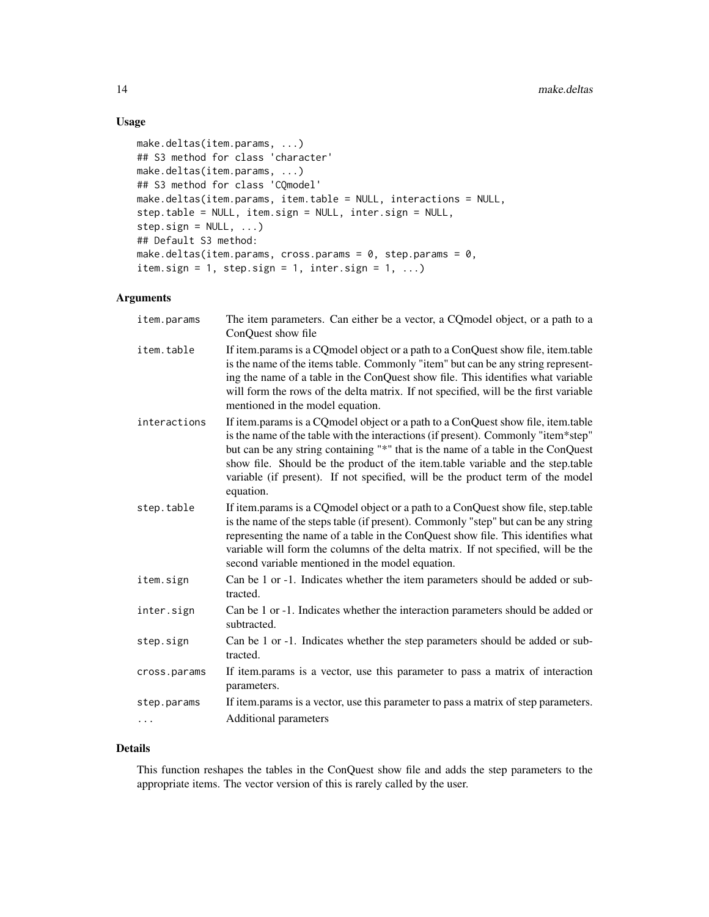## Usage

```
make.deltas(item.params, ...)
## S3 method for class 'character'
make.deltas(item.params, ...)
## S3 method for class 'CQmodel'
make.deltas(item.params, item.table = NULL, interactions = NULL,
step.table = NULL, item.sign = NULL, inter.sign = NULL,
step.sign = NULL, ...)
## Default S3 method:
make.deltas(item.params, cross.params = 0, step.params = 0,
item.sign = 1, step.sign = 1, inter.sign = 1, ...)
```

## Arguments

| | |
|---|---|
| item.params | The item parameters. Can either be a vector, a CQmodel object, or a path to a ConQuest show file |
| item.table | If item.params is a CQmodel object or a path to a ConQuest show file, item.table is the name of the items table. Commonly "item" but can be any string representing the name of a table in the ConQuest show file. This identifies what variable will form the rows of the delta matrix. If not specified, will be the first variable mentioned in the model equation. |
| interactions | If item.params is a CQmodel object or a path to a ConQuest show file, item.table is the name of the table with the interactions (if present). Commonly "item*step" but can be any string containing "*" that is the name of a table in the ConQuest show file. Should be the product of the item.table variable and the step.table variable (if present). If not specified, will be the product term of the model equation. |
| step.table | If item.params is a CQmodel object or a path to a ConQuest show file, step.table is the name of the steps table (if present). Commonly "step" but can be any string representing the name of a table in the ConQuest show file. This identifies what variable will form the columns of the delta matrix. If not specified, will be the second variable mentioned in the model equation. |
| item.sign | Can be 1 or -1. Indicates whether the item parameters should be added or subtracted. |
| inter.sign | Can be 1 or -1. Indicates whether the interaction parameters should be added or subtracted. |
| step.sign | Can be 1 or -1. Indicates whether the step parameters should be added or subtracted. |
| cross.params | If item.params is a vector, use this parameter to pass a matrix of interaction parameters. |
| step.params | If item.params is a vector, use this parameter to pass a matrix of step parameters. |
| ... | Additional parameters |

## Details

This function reshapes the tables in the ConQuest show file and adds the step parameters to the appropriate items. The vector version of this is rarely called by the user.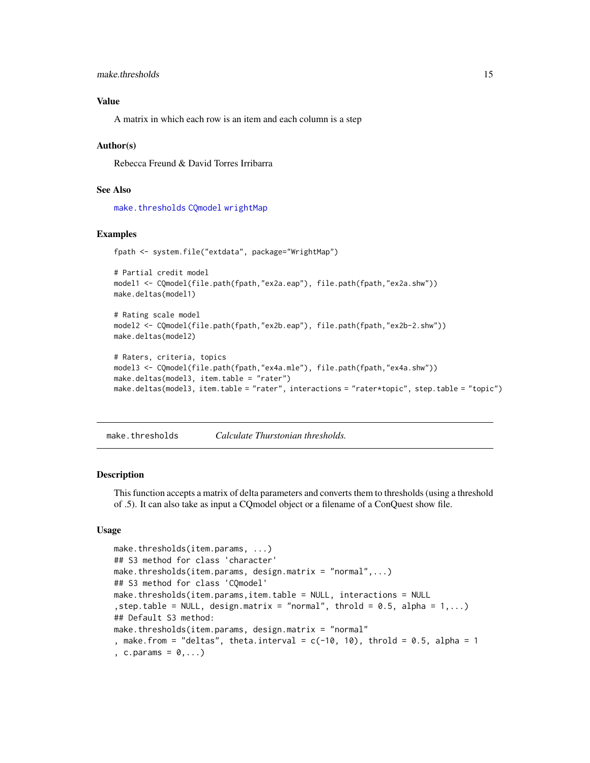### Value

A matrix in which each row is an item and each column is a step

### Author(s)

Rebecca Freund & David Torres Irribarra

### See Also

`make.thresholds` `CQmodel` `wrightMap`

### Examples

```
fpath <- system.file("extdata", package="WrightMap")

# Partial credit model
model1 <- CQmodel(file.path(fpath,"ex2a.eap"), file.path(fpath,"ex2a.shw"))
make.deltas(model1)

# Rating scale model
model2 <- CQmodel(file.path(fpath,"ex2b.eap"), file.path(fpath,"ex2b-2.shw"))
make.deltas(model2)

# Raters, criteria, topics
model3 <- CQmodel(file.path(fpath,"ex4a.mle"), file.path(fpath,"ex4a.shw"))
make.deltas(model3, item.table = "rater")
make.deltas(model3, item.table = "rater", interactions = "rater*topic", step.table = "topic")
```

---

## make.thresholds — *Calculate Thurstonian thresholds.*

### Description

This function accepts a matrix of delta parameters and converts them to thresholds (using a threshold of .5). It can also take as input a CQmodel object or a filename of a ConQuest show file.

### Usage

```
make.thresholds(item.params, ...)
## S3 method for class 'character'
make.thresholds(item.params, design.matrix = "normal",...)
## S3 method for class 'CQmodel'
make.thresholds(item.params,item.table = NULL, interactions = NULL
,step.table = NULL, design.matrix = "normal", throld = 0.5, alpha = 1,...)
## Default S3 method:
make.thresholds(item.params, design.matrix = "normal"
, make.from = "deltas", theta.interval = c(-10, 10), throld = 0.5, alpha = 1
, c.params = 0,...)
```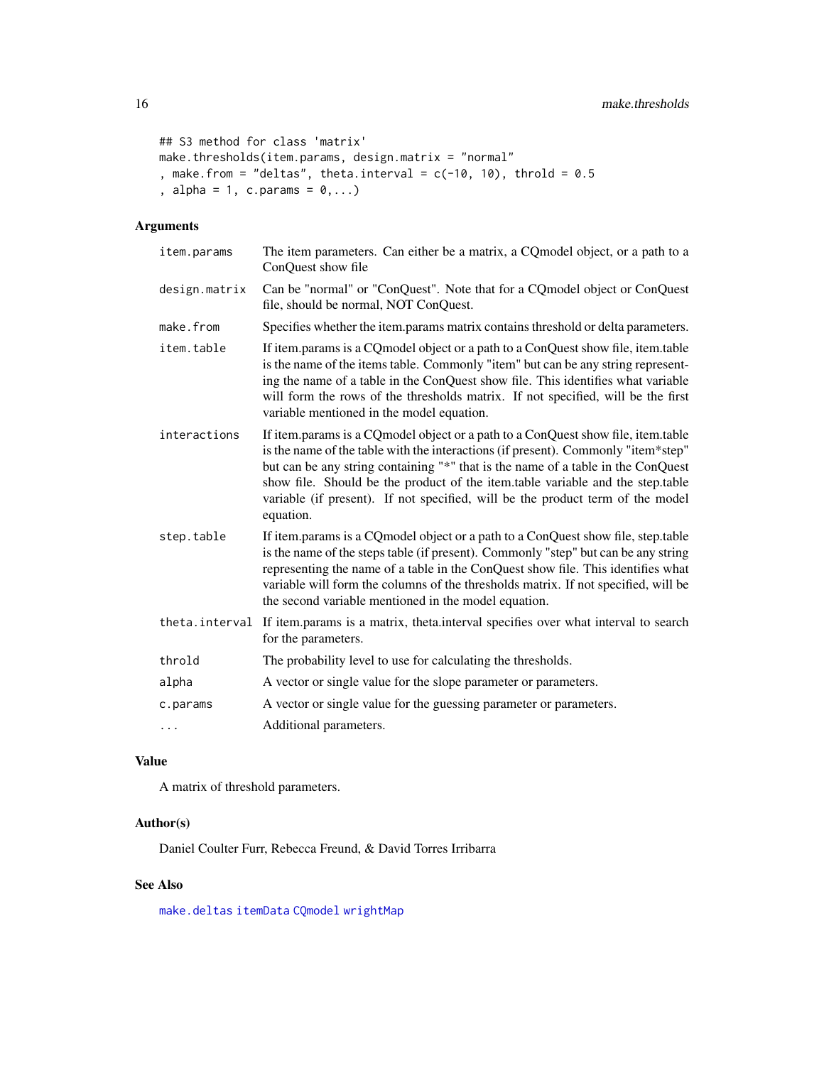```
## S3 method for class 'matrix'
make.thresholds(item.params, design.matrix = "normal"
, make.from = "deltas", theta.interval = c(-10, 10), throld = 0.5
, alpha = 1, c.params = 0,...)
```

## Arguments

| | |
|---|---|
| `item.params` | The item parameters. Can either be a matrix, a CQmodel object, or a path to a ConQuest show file |
| `design.matrix` | Can be "normal" or "ConQuest". Note that for a CQmodel object or ConQuest file, should be normal, NOT ConQuest. |
| `make.from` | Specifies whether the item.params matrix contains threshold or delta parameters. |
| `item.table` | If item.params is a CQmodel object or a path to a ConQuest show file, item.table is the name of the items table. Commonly "item" but can be any string representing the name of a table in the ConQuest show file. This identifies what variable will form the rows of the thresholds matrix. If not specified, will be the first variable mentioned in the model equation. |
| `interactions` | If item.params is a CQmodel object or a path to a ConQuest show file, item.table is the name of the table with the interactions (if present). Commonly "item*step" but can be any string containing "*" that is the name of a table in the ConQuest show file. Should be the product of the item.table variable and the step.table variable (if present). If not specified, will be the product term of the model equation. |
| `step.table` | If item.params is a CQmodel object or a path to a ConQuest show file, step.table is the name of the steps table (if present). Commonly "step" but can be any string representing the name of a table in the ConQuest show file. This identifies what variable will form the columns of the thresholds matrix. If not specified, will be the second variable mentioned in the model equation. |
| `theta.interval` | If item.params is a matrix, theta.interval specifies over what interval to search for the parameters. |
| `throld` | The probability level to use for calculating the thresholds. |
| `alpha` | A vector or single value for the slope parameter or parameters. |
| `c.params` | A vector or single value for the guessing parameter or parameters. |
| `...` | Additional parameters. |

## Value

A matrix of threshold parameters.

## Author(s)

Daniel Coulter Furr, Rebecca Freund, & David Torres Irribarra

## See Also

make.deltas itemData CQmodel wrightMap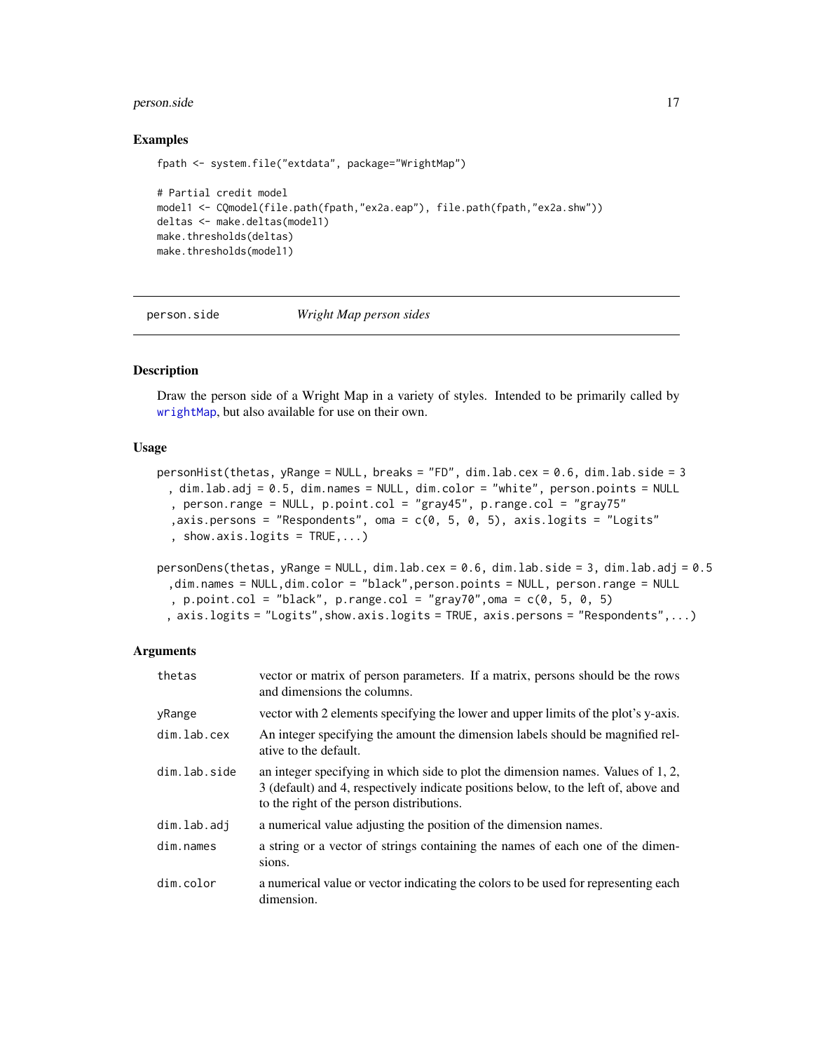### Examples

```
fpath <- system.file("extdata", package="WrightMap")

# Partial credit model
model1 <- CQmodel(file.path(fpath,"ex2a.eap"), file.path(fpath,"ex2a.shw"))
deltas <- make.deltas(model1)
make.thresholds(deltas)
make.thresholds(model1)
```

---

## person.side *Wright Map person sides*

---

### Description

Draw the person side of a Wright Map in a variety of styles. Intended to be primarily called by wrightMap, but also available for use on their own.

### Usage

```
personHist(thetas, yRange = NULL, breaks = "FD", dim.lab.cex = 0.6, dim.lab.side = 3
  , dim.lab.adj = 0.5, dim.names = NULL, dim.color = "white", person.points = NULL
  , person.range = NULL, p.point.col = "gray45", p.range.col = "gray75"
  ,axis.persons = "Respondents", oma = c(0, 5, 0, 5), axis.logits = "Logits"
  , show.axis.logits = TRUE,...)

personDens(thetas, yRange = NULL, dim.lab.cex = 0.6, dim.lab.side = 3, dim.lab.adj = 0.5
  ,dim.names = NULL,dim.color = "black",person.points = NULL, person.range = NULL
  , p.point.col = "black", p.range.col = "gray70",oma = c(0, 5, 0, 5)
 , axis.logits = "Logits",show.axis.logits = TRUE, axis.persons = "Respondents",...)
```

### Arguments

| | |
|---|---|
| thetas | vector or matrix of person parameters. If a matrix, persons should be the rows and dimensions the columns. |
| yRange | vector with 2 elements specifying the lower and upper limits of the plot's y-axis. |
| dim.lab.cex | An integer specifying the amount the dimension labels should be magnified relative to the default. |
| dim.lab.side | an integer specifying in which side to plot the dimension names. Values of 1, 2, 3 (default) and 4, respectively indicate positions below, to the left of, above and to the right of the person distributions. |
| dim.lab.adj | a numerical value adjusting the position of the dimension names. |
| dim.names | a string or a vector of strings containing the names of each one of the dimensions. |
| dim.color | a numerical value or vector indicating the colors to be used for representing each dimension. |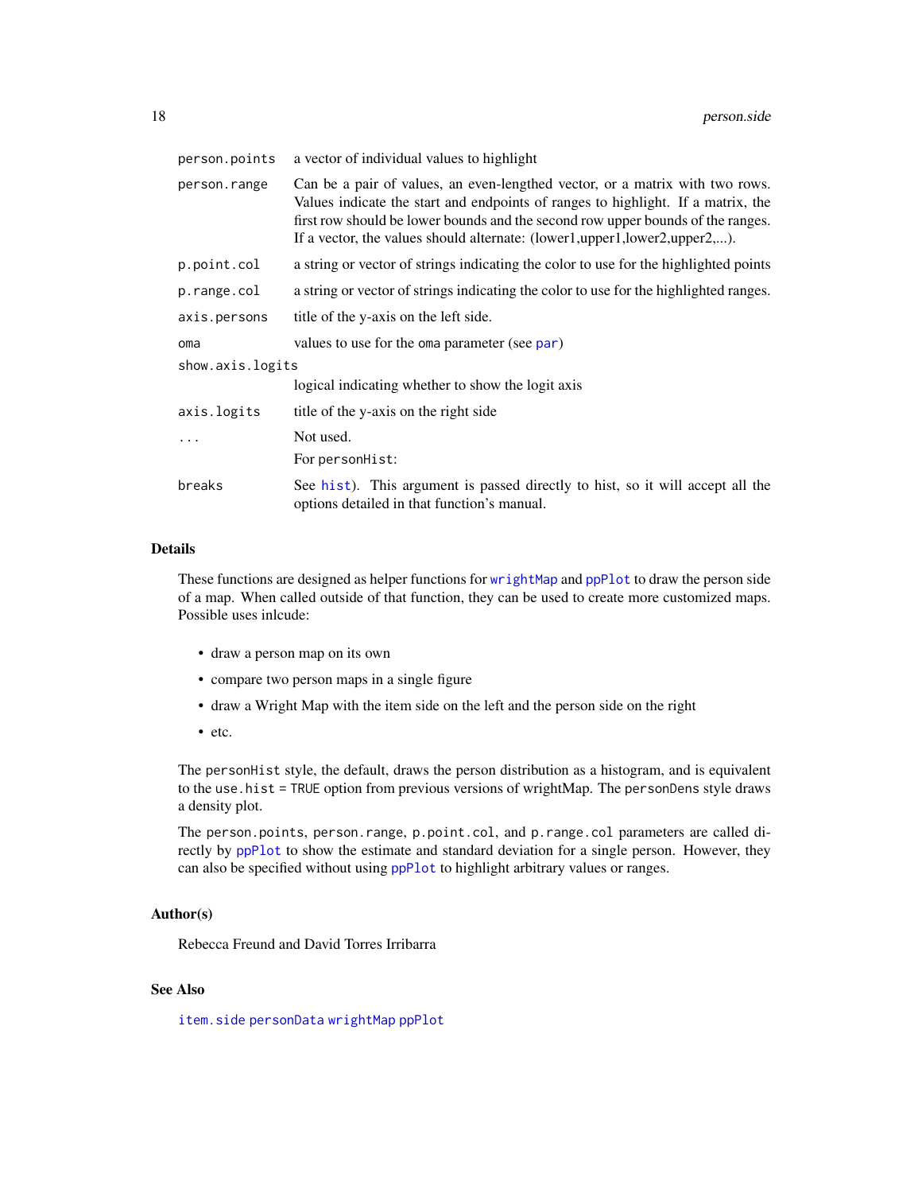| | |
|---|---|
| `person.points` | a vector of individual values to highlight |
| `person.range` | Can be a pair of values, an even-lengthed vector, or a matrix with two rows. Values indicate the start and endpoints of ranges to highlight. If a matrix, the first row should be lower bounds and the second row upper bounds of the ranges. If a vector, the values should alternate: (lower1,upper1,lower2,upper2,...). |
| `p.point.col` | a string or vector of strings indicating the color to use for the highlighted points |
| `p.range.col` | a string or vector of strings indicating the color to use for the highlighted ranges. |
| `axis.persons` | title of the y-axis on the left side. |
| `oma` | values to use for the `oma` parameter (see `par`) |
| `show.axis.logits` | logical indicating whether to show the logit axis |
| `axis.logits` | title of the y-axis on the right side |
| `...` | Not used. |
| | For `personHist`: |
| `breaks` | See `hist`). This argument is passed directly to hist, so it will accept all the options detailed in that function's manual. |

## Details

These functions are designed as helper functions for `wrightMap` and `ppPlot` to draw the person side of a map. When called outside of that function, they can be used to create more customized maps. Possible uses inlcude:

- draw a person map on its own
- compare two person maps in a single figure
- draw a Wright Map with the item side on the left and the person side on the right
- etc.

The `personHist` style, the default, draws the person distribution as a histogram, and is equivalent to the `use.hist = TRUE` option from previous versions of wrightMap. The `personDens` style draws a density plot.

The `person.points`, `person.range`, `p.point.col`, and `p.range.col` parameters are called directly by `ppPlot` to show the estimate and standard deviation for a single person. However, they can also be specified without using `ppPlot` to highlight arbitrary values or ranges.

## Author(s)

Rebecca Freund and David Torres Irribarra

## See Also

`item.side` `personData` `wrightMap` `ppPlot`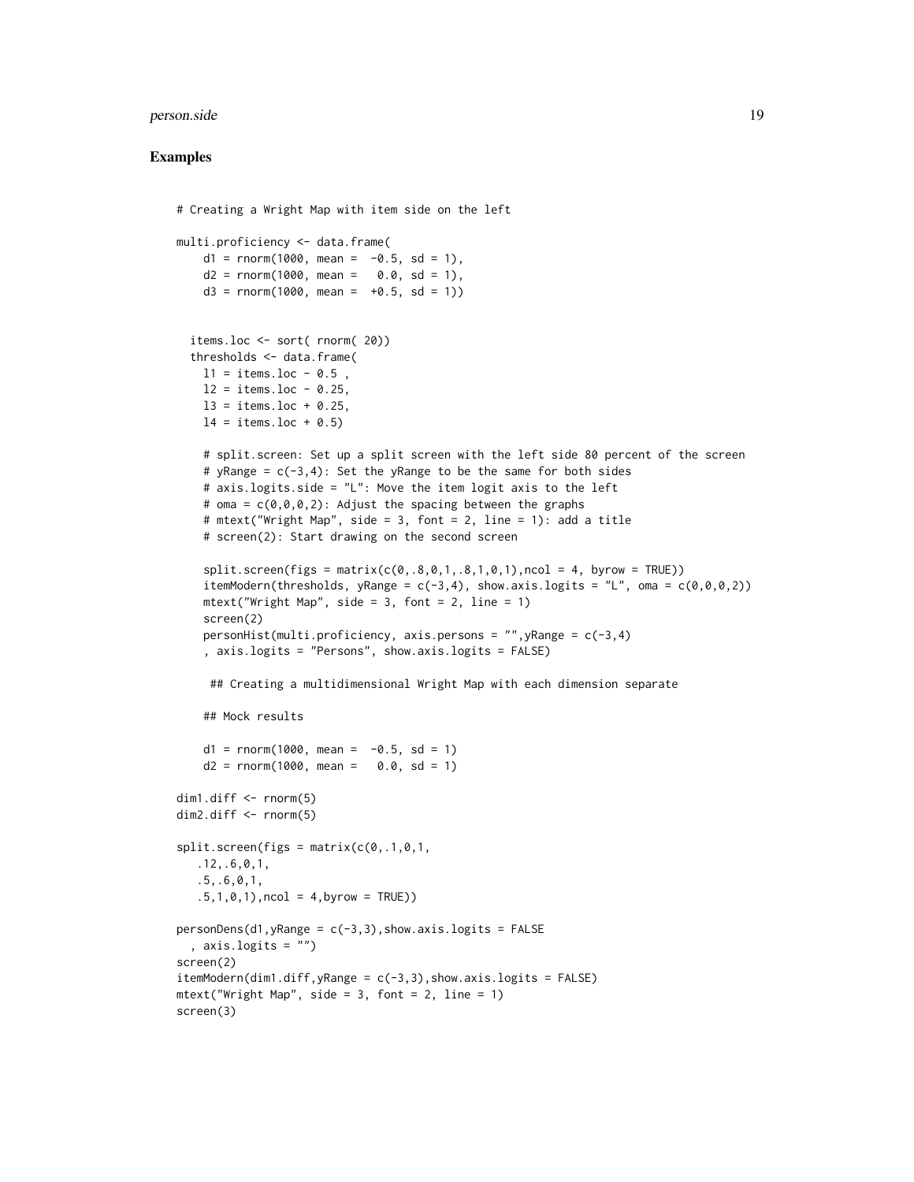## Examples

```
# Creating a Wright Map with item side on the left

multi.proficiency <- data.frame(
    d1 = rnorm(1000, mean =  -0.5, sd = 1),
    d2 = rnorm(1000, mean =   0.0, sd = 1),
    d3 = rnorm(1000, mean =  +0.5, sd = 1))


  items.loc <- sort( rnorm( 20))
  thresholds <- data.frame(
    l1 = items.loc - 0.5 ,
    l2 = items.loc - 0.25,
    l3 = items.loc + 0.25,
    l4 = items.loc + 0.5)

    # split.screen: Set up a split screen with the left side 80 percent of the screen
    # yRange = c(-3,4): Set the yRange to be the same for both sides
    # axis.logits.side = "L": Move the item logit axis to the left
    # oma = c(0,0,0,2): Adjust the spacing between the graphs
    # mtext("Wright Map", side = 3, font = 2, line = 1): add a title
    # screen(2): Start drawing on the second screen

    split.screen(figs = matrix(c(0,.8,0,1,.8,1,0,1),ncol = 4, byrow = TRUE))
    itemModern(thresholds, yRange = c(-3,4), show.axis.logits = "L", oma = c(0,0,0,2))
    mtext("Wright Map", side = 3, font = 2, line = 1)
    screen(2)
    personHist(multi.proficiency, axis.persons = "",yRange = c(-3,4)
    , axis.logits = "Persons", show.axis.logits = FALSE)

     ## Creating a multidimensional Wright Map with each dimension separate

    ## Mock results

    d1 = rnorm(1000, mean =  -0.5, sd = 1)
    d2 = rnorm(1000, mean =   0.0, sd = 1)

dim1.diff <- rnorm(5)
dim2.diff <- rnorm(5)

split.screen(figs = matrix(c(0,.1,0,1,
   .12,.6,0,1,
   .5,.6,0,1,
   .5,1,0,1),ncol = 4,byrow = TRUE))

personDens(d1,yRange = c(-3,3),show.axis.logits = FALSE
  , axis.logits = "")
screen(2)
itemModern(dim1.diff,yRange = c(-3,3),show.axis.logits = FALSE)
mtext("Wright Map", side = 3, font = 2, line = 1)
screen(3)
```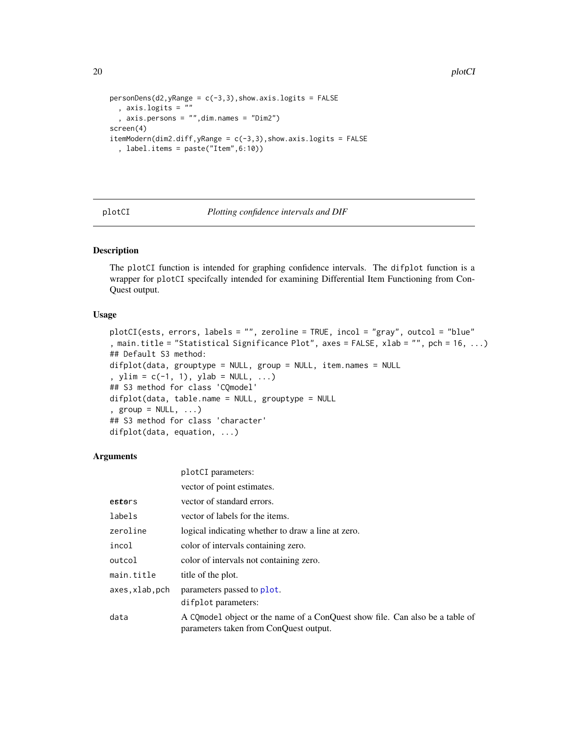```
personDens(d2,yRange = c(-3,3),show.axis.logits = FALSE
  , axis.logits = ""
  , axis.persons = "",dim.names = "Dim2")
screen(4)
itemModern(dim2.diff,yRange = c(-3,3),show.axis.logits = FALSE
  , label.items = paste("Item",6:10))
```

## plotCI — *Plotting confidence intervals and DIF*

### Description

The plotCI function is intended for graphing confidence intervals. The difplot function is a wrapper for plotCI specifcally intended for examining Differential Item Functioning from ConQuest output.

### Usage

```
plotCI(ests, errors, labels = "", zeroline = TRUE, incol = "gray", outcol = "blue"
, main.title = "Statistical Significance Plot", axes = FALSE, xlab = "", pch = 16, ...)
## Default S3 method:
difplot(data, grouptype = NULL, group = NULL, item.names = NULL
, ylim = c(-1, 1), ylab = NULL, ...)
## S3 method for class 'CQmodel'
difplot(data, table.name = NULL, grouptype = NULL
, group = NULL, ...)
## S3 method for class 'character'
difplot(data, equation, ...)
```

### Arguments

| | |
|---|---|
| | plotCI parameters: |
| ests | vector of point estimates. |
| errors | vector of standard errors. |
| labels | vector of labels for the items. |
| zeroline | logical indicating whether to draw a line at zero. |
| incol | color of intervals containing zero. |
| outcol | color of intervals not containing zero. |
| main.title | title of the plot. |
| axes,xlab,pch | parameters passed to plot. |
| | difplot parameters: |
| data | A CQmodel object or the name of a ConQuest show file. Can also be a table of parameters taken from ConQuest output. |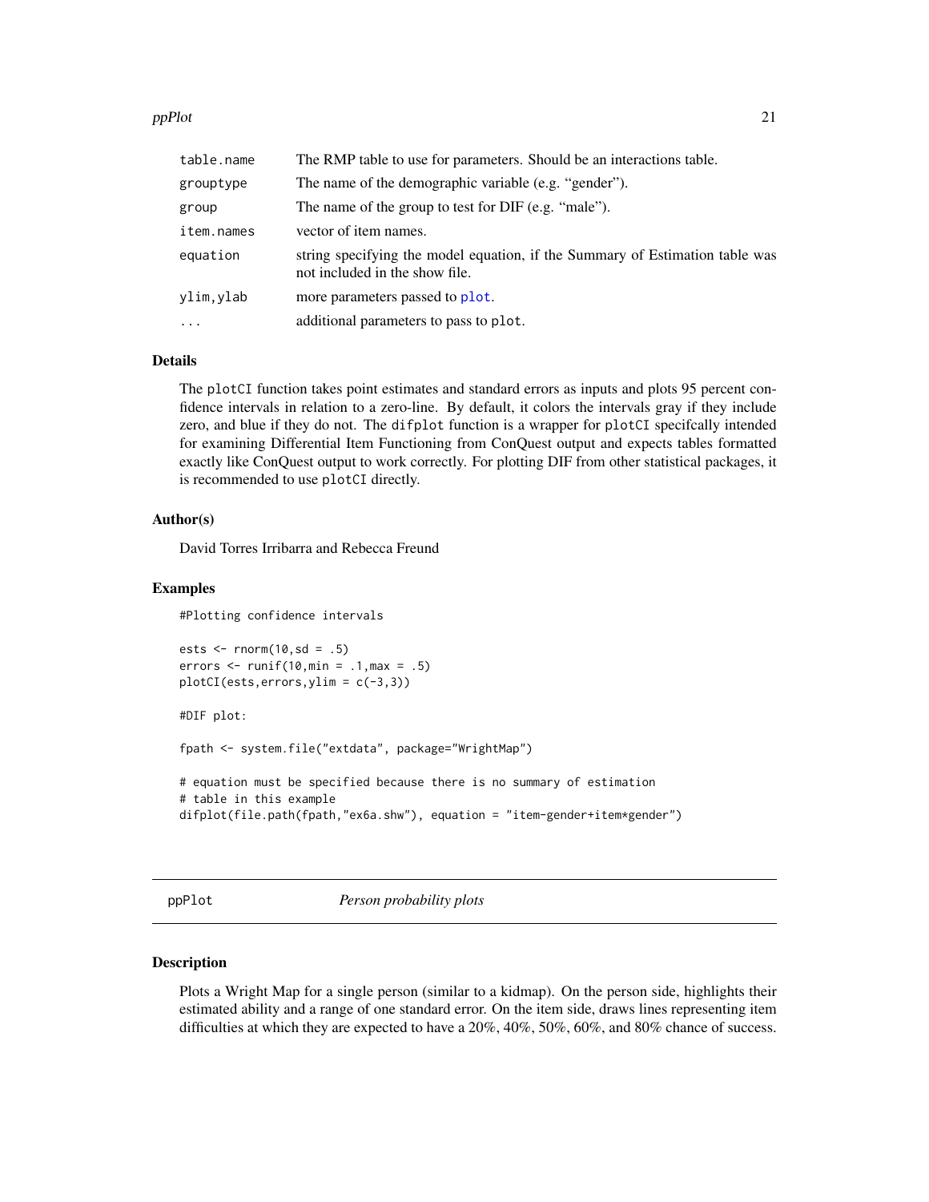| | |
|---|---|
| table.name | The RMP table to use for parameters. Should be an interactions table. |
| grouptype | The name of the demographic variable (e.g. "gender"). |
| group | The name of the group to test for DIF (e.g. "male"). |
| item.names | vector of item names. |
| equation | string specifying the model equation, if the Summary of Estimation table was not included in the show file. |
| ylim,ylab | more parameters passed to plot. |
| ... | additional parameters to pass to plot. |

## Details

The plotCI function takes point estimates and standard errors as inputs and plots 95 percent confidence intervals in relation to a zero-line. By default, it colors the intervals gray if they include zero, and blue if they do not. The difplot function is a wrapper for plotCI specifcally intended for examining Differential Item Functioning from ConQuest output and expects tables formatted exactly like ConQuest output to work correctly. For plotting DIF from other statistical packages, it is recommended to use plotCI directly.

## Author(s)

David Torres Irribarra and Rebecca Freund

## Examples

```
#Plotting confidence intervals

ests <- rnorm(10,sd = .5)
errors <- runif(10,min = .1,max = .5)
plotCI(ests,errors,ylim = c(-3,3))

#DIF plot:

fpath <- system.file("extdata", package="WrightMap")

# equation must be specified because there is no summary of estimation
# table in this example
difplot(file.path(fpath,"ex6a.shw"), equation = "item-gender+item*gender")
```

---

# ppPlot &emsp; *Person probability plots*

---

## Description

Plots a Wright Map for a single person (similar to a kidmap). On the person side, highlights their estimated ability and a range of one standard error. On the item side, draws lines representing item difficulties at which they are expected to have a 20%, 40%, 50%, 60%, and 80% chance of success.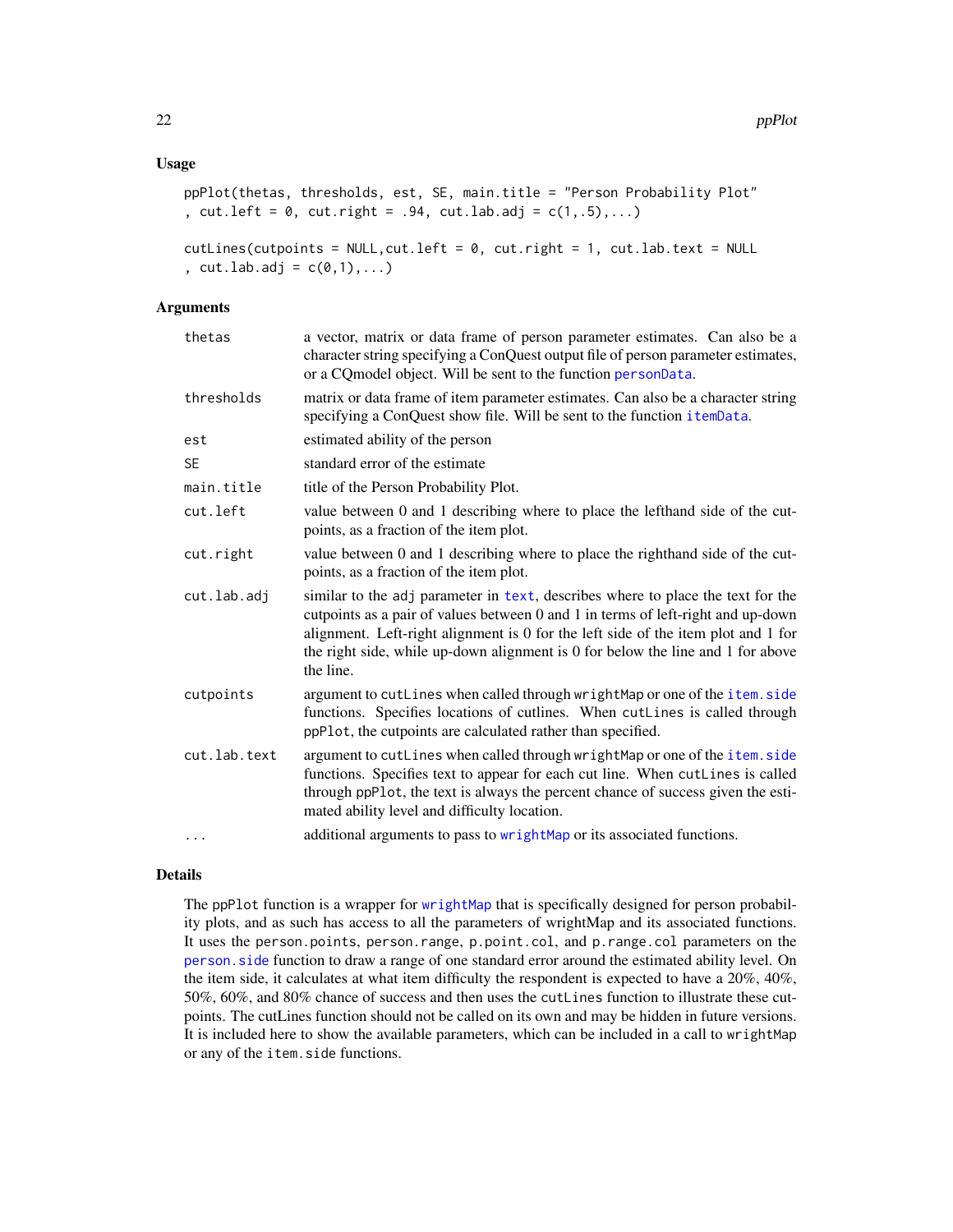### Usage

```
ppPlot(thetas, thresholds, est, SE, main.title = "Person Probability Plot"
, cut.left = 0, cut.right = .94, cut.lab.adj = c(1,.5),...)

cutLines(cutpoints = NULL,cut.left = 0, cut.right = 1, cut.lab.text = NULL
, cut.lab.adj = c(0,1),...)
```

### Arguments

| | |
|---|---|
| `thetas` | a vector, matrix or data frame of person parameter estimates. Can also be a character string specifying a ConQuest output file of person parameter estimates, or a CQmodel object. Will be sent to the function `personData`. |
| `thresholds` | matrix or data frame of item parameter estimates. Can also be a character string specifying a ConQuest show file. Will be sent to the function `itemData`. |
| `est` | estimated ability of the person |
| `SE` | standard error of the estimate |
| `main.title` | title of the Person Probability Plot. |
| `cut.left` | value between 0 and 1 describing where to place the lefthand side of the cutpoints, as a fraction of the item plot. |
| `cut.right` | value between 0 and 1 describing where to place the righthand side of the cutpoints, as a fraction of the item plot. |
| `cut.lab.adj` | similar to the `adj` parameter in `text`, describes where to place the text for the cutpoints as a pair of values between 0 and 1 in terms of left-right and up-down alignment. Left-right alignment is 0 for the left side of the item plot and 1 for the right side, while up-down alignment is 0 for below the line and 1 for above the line. |
| `cutpoints` | argument to `cutLines` when called through `wrightMap` or one of the `item.side` functions. Specifies locations of cutlines. When `cutLines` is called through `ppPlot`, the cutpoints are calculated rather than specified. |
| `cut.lab.text` | argument to `cutLines` when called through `wrightMap` or one of the `item.side` functions. Specifies text to appear for each cut line. When `cutLines` is called through `ppPlot`, the text is always the percent chance of success given the estimated ability level and difficulty location. |
| `...` | additional arguments to pass to `wrightMap` or its associated functions. |

### Details

The `ppPlot` function is a wrapper for `wrightMap` that is specifically designed for person probability plots, and as such has access to all the parameters of wrightMap and its associated functions. It uses the `person.points`, `person.range`, `p.point.col`, and `p.range.col` parameters on the `person.side` function to draw a range of one standard error around the estimated ability level. On the item side, it calculates at what item difficulty the respondent is expected to have a 20%, 40%, 50%, 60%, and 80% chance of success and then uses the `cutLines` function to illustrate these cutpoints. The cutLines function should not be called on its own and may be hidden in future versions. It is included here to show the available parameters, which can be included in a call to `wrightMap` or any of the `item.side` functions.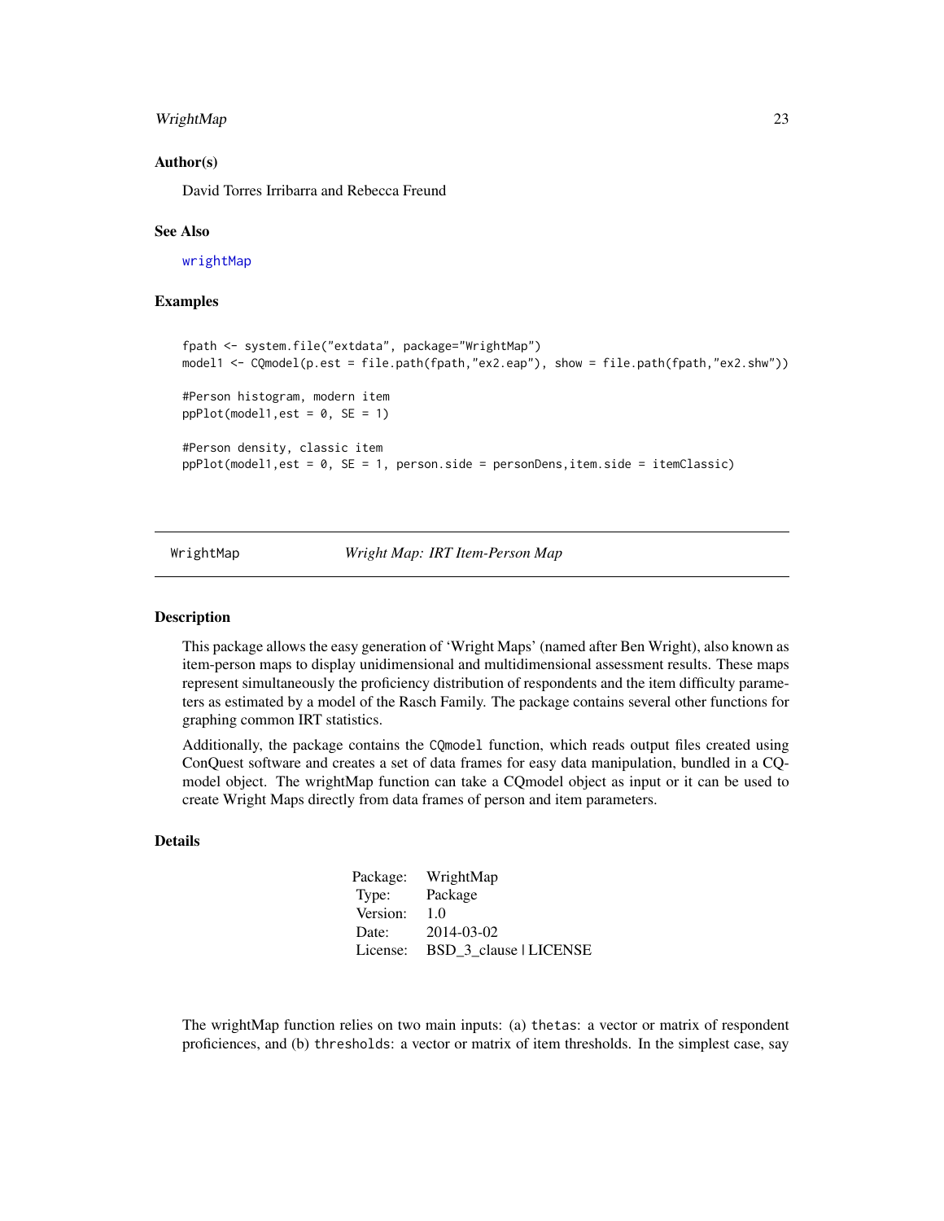### Author(s)

David Torres Irribarra and Rebecca Freund

### See Also

wrightMap

### Examples

```
fpath <- system.file("extdata", package="WrightMap")
model1 <- CQmodel(p.est = file.path(fpath,"ex2.eap"), show = file.path(fpath,"ex2.shw"))

#Person histogram, modern item
ppPlot(model1,est = 0, SE = 1)

#Person density, classic item
ppPlot(model1,est = 0, SE = 1, person.side = personDens,item.side = itemClassic)
```

---

## WrightMap *Wright Map: IRT Item-Person Map*

### Description

This package allows the easy generation of 'Wright Maps' (named after Ben Wright), also known as item-person maps to display unidimensional and multidimensional assessment results. These maps represent simultaneously the proficiency distribution of respondents and the item difficulty parameters as estimated by a model of the Rasch Family. The package contains several other functions for graphing common IRT statistics.

Additionally, the package contains the CQmodel function, which reads output files created using ConQuest software and creates a set of data frames for easy data manipulation, bundled in a CQmodel object. The wrightMap function can take a CQmodel object as input or it can be used to create Wright Maps directly from data frames of person and item parameters.

### Details

| | |
|---|---|
| Package: | WrightMap |
| Type: | Package |
| Version: | 1.0 |
| Date: | 2014-03-02 |
| License: | BSD_3_clause \| LICENSE |

The wrightMap function relies on two main inputs: (a) thetas: a vector or matrix of respondent proficiences, and (b) thresholds: a vector or matrix of item thresholds. In the simplest case, say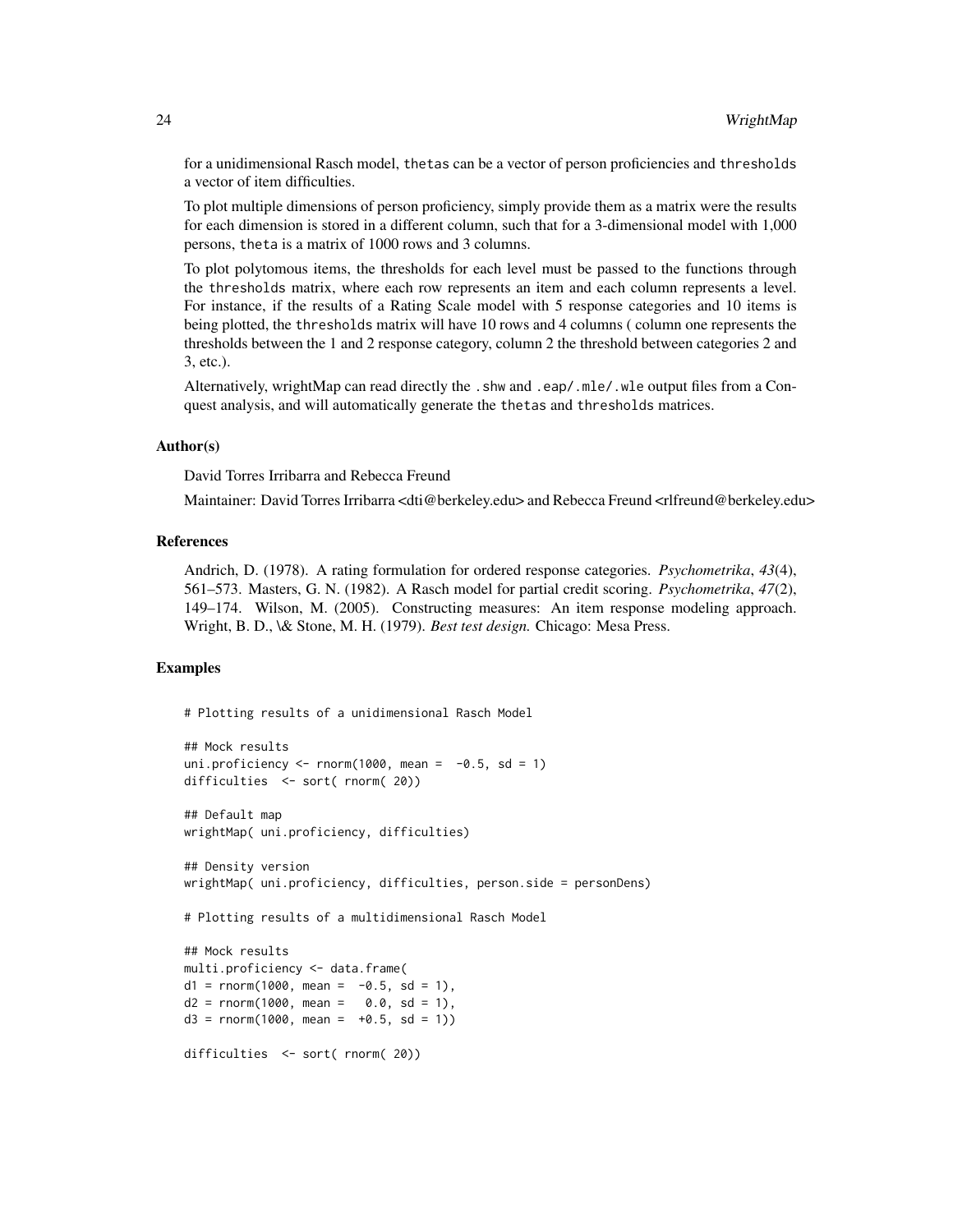for a unidimensional Rasch model, `thetas` can be a vector of person proficiencies and `thresholds` a vector of item difficulties.

To plot multiple dimensions of person proficiency, simply provide them as a matrix were the results for each dimension is stored in a different column, such that for a 3-dimensional model with 1,000 persons, `theta` is a matrix of 1000 rows and 3 columns.

To plot polytomous items, the thresholds for each level must be passed to the functions through the `thresholds` matrix, where each row represents an item and each column represents a level. For instance, if the results of a Rating Scale model with 5 response categories and 10 items is being plotted, the `thresholds` matrix will have 10 rows and 4 columns ( column one represents the thresholds between the 1 and 2 response category, column 2 the threshold between categories 2 and 3, etc.).

Alternatively, wrightMap can read directly the `.shw` and `.eap/.mle/.wle` output files from a Conquest analysis, and will automatically generate the `thetas` and `thresholds` matrices.

### Author(s)

David Torres Irribarra and Rebecca Freund

Maintainer: David Torres Irribarra <dti@berkeley.edu> and Rebecca Freund <rlfreund@berkeley.edu>

### References

Andrich, D. (1978). A rating formulation for ordered response categories. *Psychometrika*, *43*(4), 561–573. Masters, G. N. (1982). A Rasch model for partial credit scoring. *Psychometrika*, *47*(2), 149–174. Wilson, M. (2005). Constructing measures: An item response modeling approach. Wright, B. D., \& Stone, M. H. (1979). *Best test design.* Chicago: Mesa Press.

### Examples

```
# Plotting results of a unidimensional Rasch Model

## Mock results
uni.proficiency <- rnorm(1000, mean =  -0.5, sd = 1)
difficulties  <- sort( rnorm( 20))

## Default map
wrightMap( uni.proficiency, difficulties)

## Density version
wrightMap( uni.proficiency, difficulties, person.side = personDens)

# Plotting results of a multidimensional Rasch Model

## Mock results
multi.proficiency <- data.frame(
d1 = rnorm(1000, mean =  -0.5, sd = 1),
d2 = rnorm(1000, mean =   0.0, sd = 1),
d3 = rnorm(1000, mean =  +0.5, sd = 1))

difficulties  <- sort( rnorm( 20))
```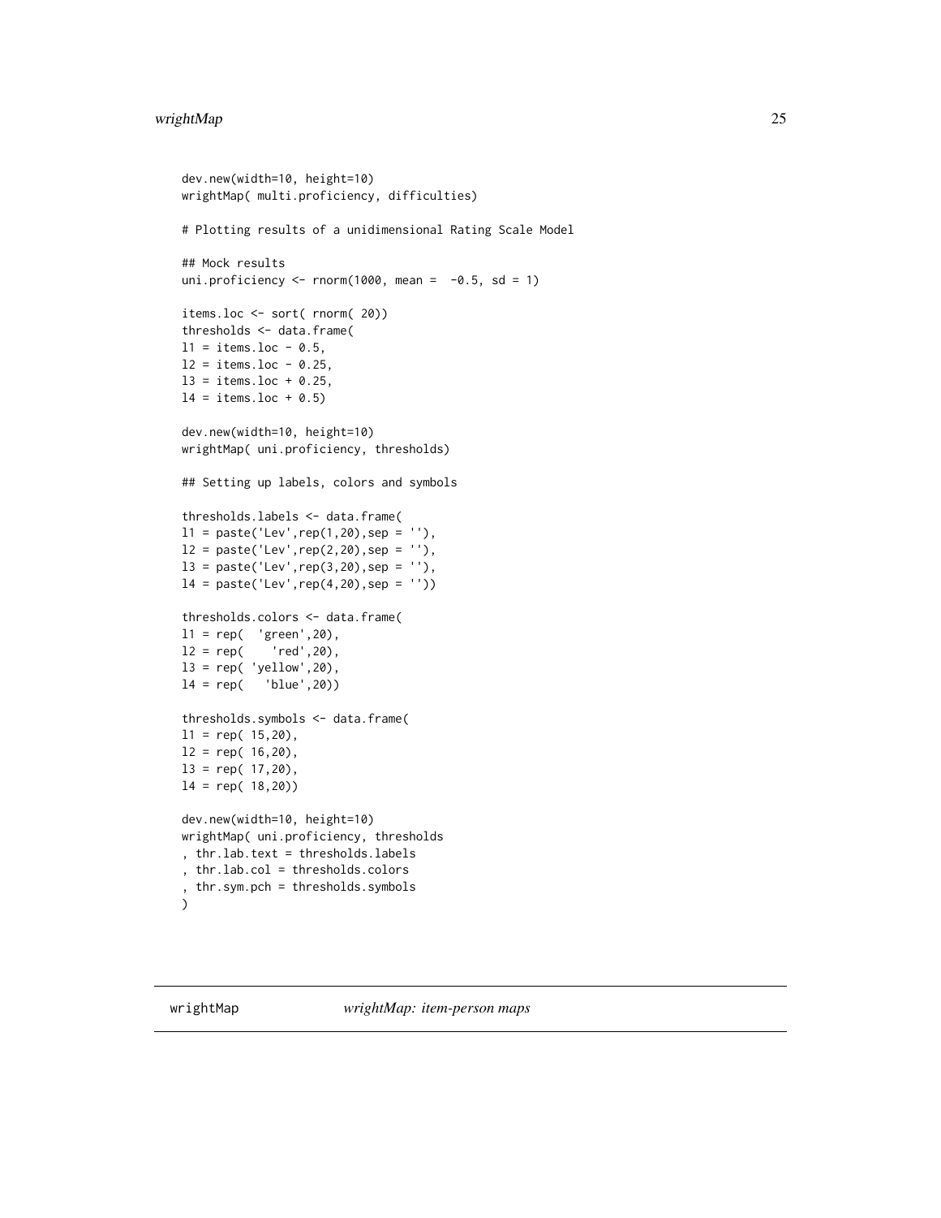```
dev.new(width=10, height=10)
wrightMap( multi.proficiency, difficulties)

# Plotting results of a unidimensional Rating Scale Model

## Mock results
uni.proficiency <- rnorm(1000, mean =  -0.5, sd = 1)

items.loc <- sort( rnorm( 20))
thresholds <- data.frame(
l1 = items.loc - 0.5,
l2 = items.loc - 0.25,
l3 = items.loc + 0.25,
l4 = items.loc + 0.5)

dev.new(width=10, height=10)
wrightMap( uni.proficiency, thresholds)

## Setting up labels, colors and symbols

thresholds.labels <- data.frame(
l1 = paste('Lev',rep(1,20),sep = ''),
l2 = paste('Lev',rep(2,20),sep = ''),
l3 = paste('Lev',rep(3,20),sep = ''),
l4 = paste('Lev',rep(4,20),sep = ''))

thresholds.colors <- data.frame(
l1 = rep(  'green',20),
l2 = rep(    'red',20),
l3 = rep( 'yellow',20),
l4 = rep(   'blue',20))

thresholds.symbols <- data.frame(
l1 = rep( 15,20),
l2 = rep( 16,20),
l3 = rep( 17,20),
l4 = rep( 18,20))

dev.new(width=10, height=10)
wrightMap( uni.proficiency, thresholds
, thr.lab.text = thresholds.labels
, thr.lab.col = thresholds.colors
, thr.sym.pch = thresholds.symbols
)
```

---

`wrightMap` *wrightMap: item-person maps*

---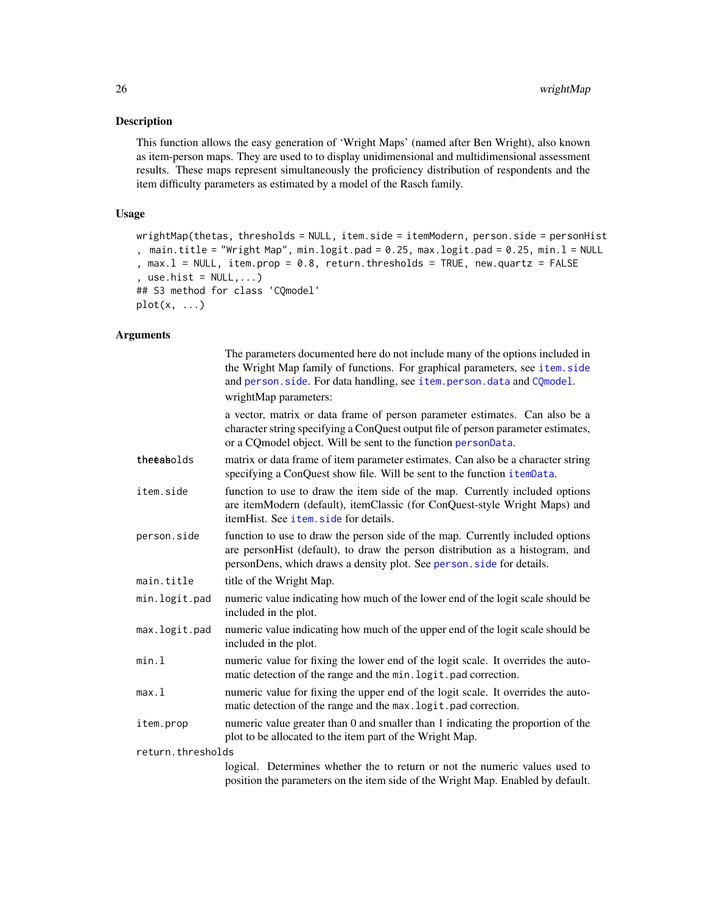## Description

This function allows the easy generation of 'Wright Maps' (named after Ben Wright), also known as item-person maps. They are used to to display unidimensional and multidimensional assessment results. These maps represent simultaneously the proficiency distribution of respondents and the item difficulty parameters as estimated by a model of the Rasch family.

## Usage

```
wrightMap(thetas, thresholds = NULL, item.side = itemModern, person.side = personHist
, main.title = "Wright Map", min.logit.pad = 0.25, max.logit.pad = 0.25, min.l = NULL
, max.l = NULL, item.prop = 0.8, return.thresholds = TRUE, new.quartz = FALSE
, use.hist = NULL,...)
## S3 method for class 'CQmodel'
plot(x, ...)
```

## Arguments

The parameters documented here do not include many of the options included in the Wright Map family of functions. For graphical parameters, see item.side and person.side. For data handling, see item.person.data and CQmodel.

wrightMap parameters:

| | |
|---|---|
| thetas | a vector, matrix or data frame of person parameter estimates. Can also be a character string specifying a ConQuest output file of person parameter estimates, or a CQmodel object. Will be sent to the function personData. |
| thresholds | matrix or data frame of item parameter estimates. Can also be a character string specifying a ConQuest show file. Will be sent to the function itemData. |
| item.side | function to use to draw the item side of the map. Currently included options are itemModern (default), itemClassic (for ConQuest-style Wright Maps) and itemHist. See item.side for details. |
| person.side | function to use to draw the person side of the map. Currently included options are personHist (default), to draw the person distribution as a histogram, and personDens, which draws a density plot. See person.side for details. |
| main.title | title of the Wright Map. |
| min.logit.pad | numeric value indicating how much of the lower end of the logit scale should be included in the plot. |
| max.logit.pad | numeric value indicating how much of the upper end of the logit scale should be included in the plot. |
| min.l | numeric value for fixing the lower end of the logit scale. It overrides the automatic detection of the range and the min.logit.pad correction. |
| max.l | numeric value for fixing the upper end of the logit scale. It overrides the automatic detection of the range and the max.logit.pad correction. |
| item.prop | numeric value greater than 0 and smaller than 1 indicating the proportion of the plot to be allocated to the item part of the Wright Map. |
| return.thresholds | logical. Determines whether the to return or not the numeric values used to position the parameters on the item side of the Wright Map. Enabled by default. |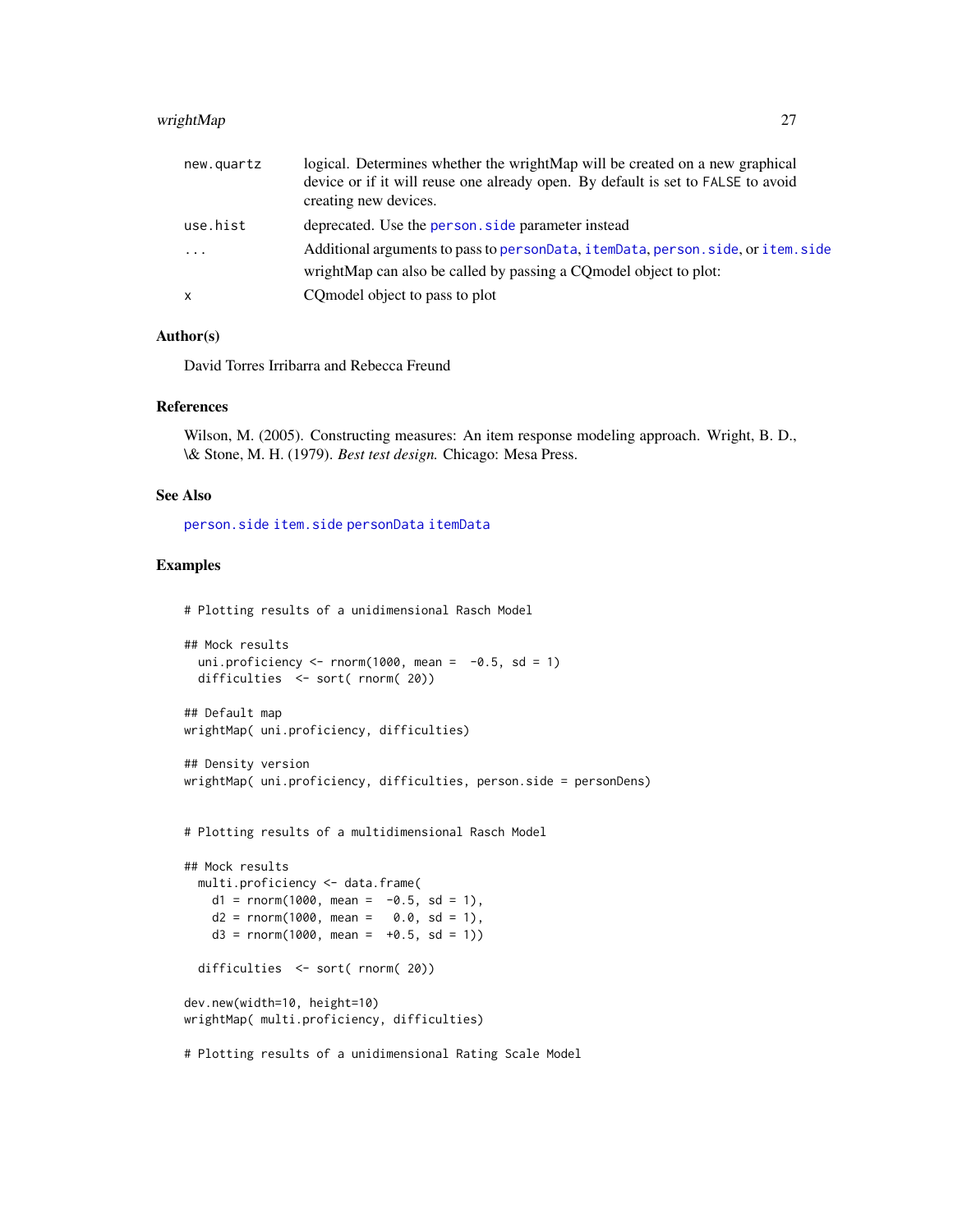| | |
|---|---|
| `new.quartz` | logical. Determines whether the wrightMap will be created on a new graphical device or if it will reuse one already open. By default is set to `FALSE` to avoid creating new devices. |
| `use.hist` | deprecated. Use the `person.side` parameter instead |
| `...` | Additional arguments to pass to `personData`, `itemData`, `person.side`, or `item.side` |
| | wrightMap can also be called by passing a CQmodel object to plot: |
| `x` | CQmodel object to pass to plot |

### Author(s)

David Torres Irribarra and Rebecca Freund

### References

Wilson, M. (2005). Constructing measures: An item response modeling approach. Wright, B. D., \& Stone, M. H. (1979). *Best test design.* Chicago: Mesa Press.

### See Also

`person.side` `item.side` `personData` `itemData`

### Examples

```
# Plotting results of a unidimensional Rasch Model

## Mock results
  uni.proficiency <- rnorm(1000, mean =  -0.5, sd = 1)
  difficulties  <- sort( rnorm( 20))

## Default map
wrightMap( uni.proficiency, difficulties)

## Density version
wrightMap( uni.proficiency, difficulties, person.side = personDens)


# Plotting results of a multidimensional Rasch Model

## Mock results
  multi.proficiency <- data.frame(
    d1 = rnorm(1000, mean =  -0.5, sd = 1),
    d2 = rnorm(1000, mean =   0.0, sd = 1),
    d3 = rnorm(1000, mean =  +0.5, sd = 1))

  difficulties  <- sort( rnorm( 20))

dev.new(width=10, height=10)
wrightMap( multi.proficiency, difficulties)

# Plotting results of a unidimensional Rating Scale Model
```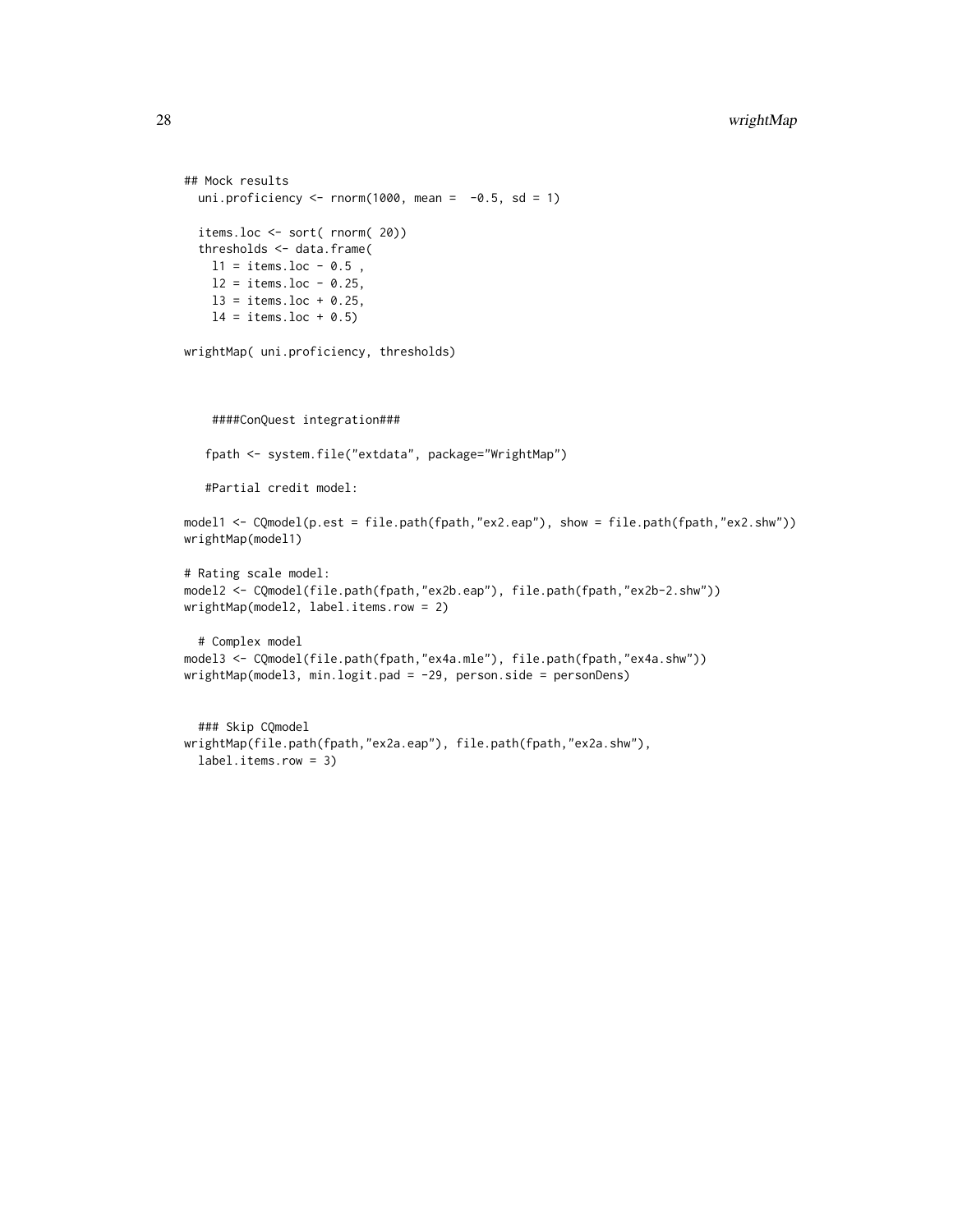```
## Mock results
  uni.proficiency <- rnorm(1000, mean =  -0.5, sd = 1)

  items.loc <- sort( rnorm( 20))
  thresholds <- data.frame(
    l1 = items.loc - 0.5 ,
    l2 = items.loc - 0.25,
    l3 = items.loc + 0.25,
    l4 = items.loc + 0.5)

wrightMap( uni.proficiency, thresholds)



    ####ConQuest integration###

   fpath <- system.file("extdata", package="WrightMap")

   #Partial credit model:

model1 <- CQmodel(p.est = file.path(fpath,"ex2.eap"), show = file.path(fpath,"ex2.shw"))
wrightMap(model1)

# Rating scale model:
model2 <- CQmodel(file.path(fpath,"ex2b.eap"), file.path(fpath,"ex2b-2.shw"))
wrightMap(model2, label.items.row = 2)

  # Complex model
model3 <- CQmodel(file.path(fpath,"ex4a.mle"), file.path(fpath,"ex4a.shw"))
wrightMap(model3, min.logit.pad = -29, person.side = personDens)


  ### Skip CQmodel
wrightMap(file.path(fpath,"ex2a.eap"), file.path(fpath,"ex2a.shw"),
  label.items.row = 3)
```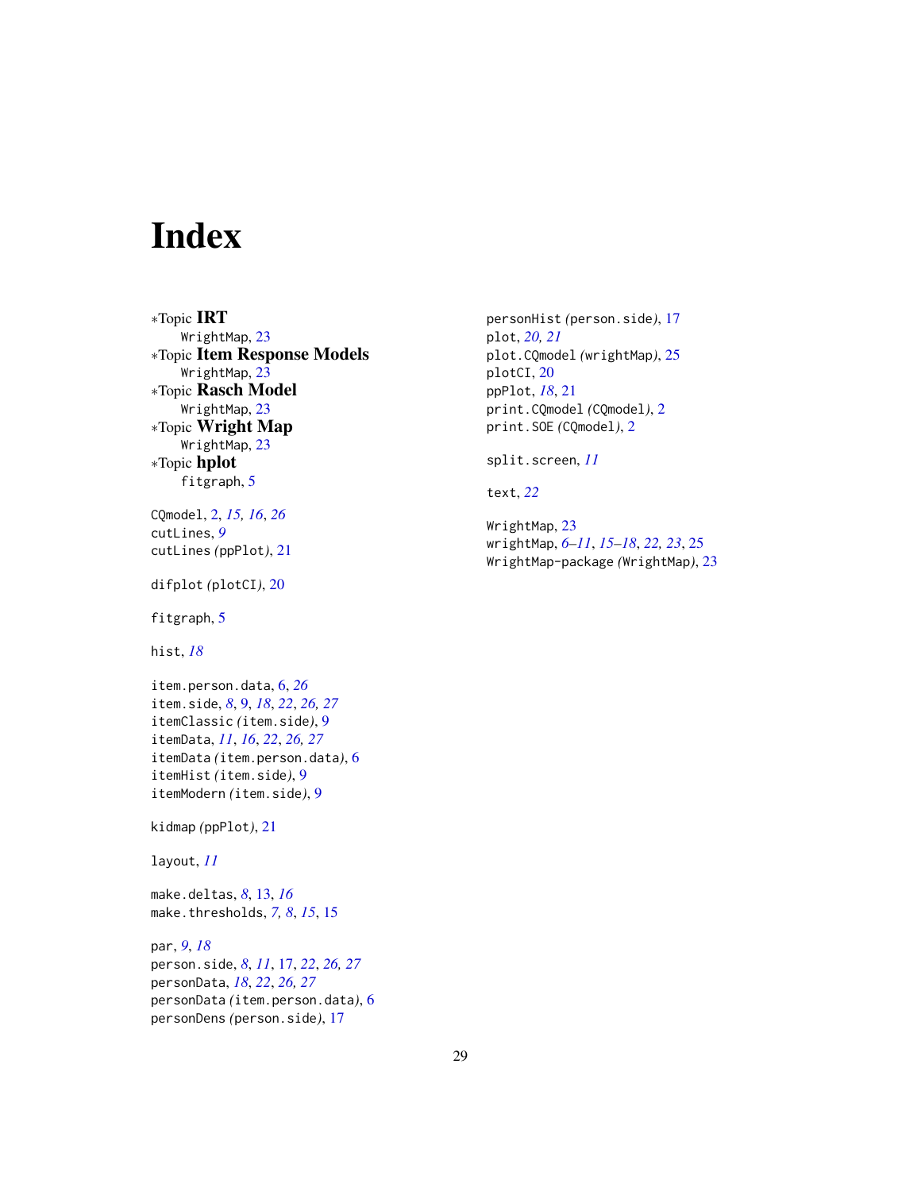# Index

*Topic **IRT**
 WrightMap, 23
*Topic **Item Response Models**
 WrightMap, 23
*Topic **Rasch Model**
 WrightMap, 23
*Topic **Wright Map**
 WrightMap, 23
*Topic **hplot**
 fitgraph, 5

CQmodel, 2, *15, 16*, *26*
cutLines, *9*
cutLines *(*ppPlot*)*, 21

difplot *(*plotCI*)*, 20

fitgraph, 5

hist, *18*

item.person.data, 6, *26*
item.side, *8*, 9, *18*, *22*, *26, 27*
itemClassic *(*item.side*)*, 9
itemData, *11*, *16*, *22*, *26, 27*
itemData *(*item.person.data*)*, 6
itemHist *(*item.side*)*, 9
itemModern *(*item.side*)*, 9

kidmap *(*ppPlot*)*, 21

layout, *11*

make.deltas, *8*, 13, *16*
make.thresholds, *7, 8*, *15*, 15

par, *9*, *18*
person.side, *8*, *11*, 17, *22*, *26, 27*
personData, *18*, *22*, *26, 27*
personData *(*item.person.data*)*, 6
personDens *(*person.side*)*, 17
personHist *(*person.side*)*, 17
plot, *20, 21*
plot.CQmodel *(*wrightMap*)*, 25
plotCI, 20
ppPlot, *18*, 21
print.CQmodel *(*CQmodel*)*, 2
print.SOE *(*CQmodel*)*, 2

split.screen, *11*

text, *22*

WrightMap, 23
wrightMap, *6–11*, *15–18*, *22, 23*, 25
WrightMap-package *(*WrightMap*)*, 23